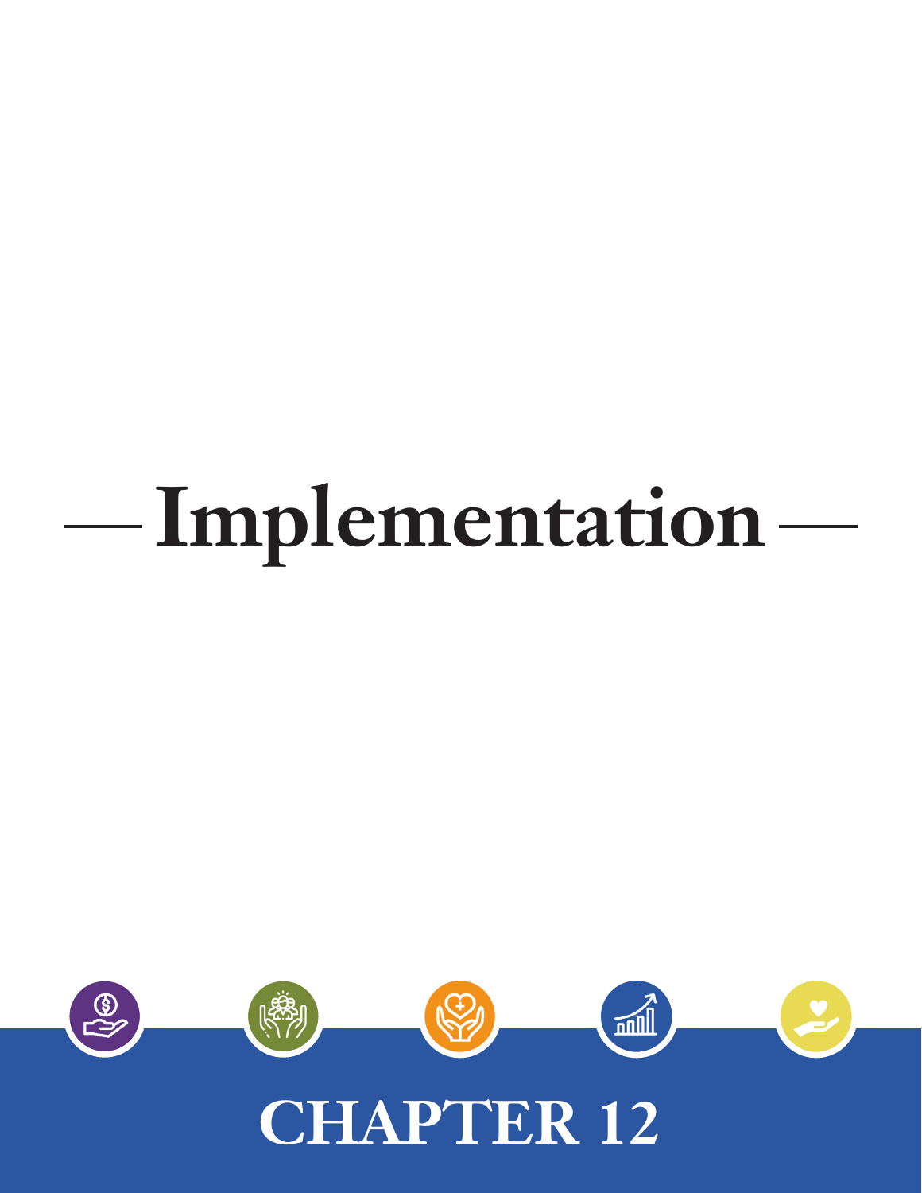# Implementation

## CHAPTER 12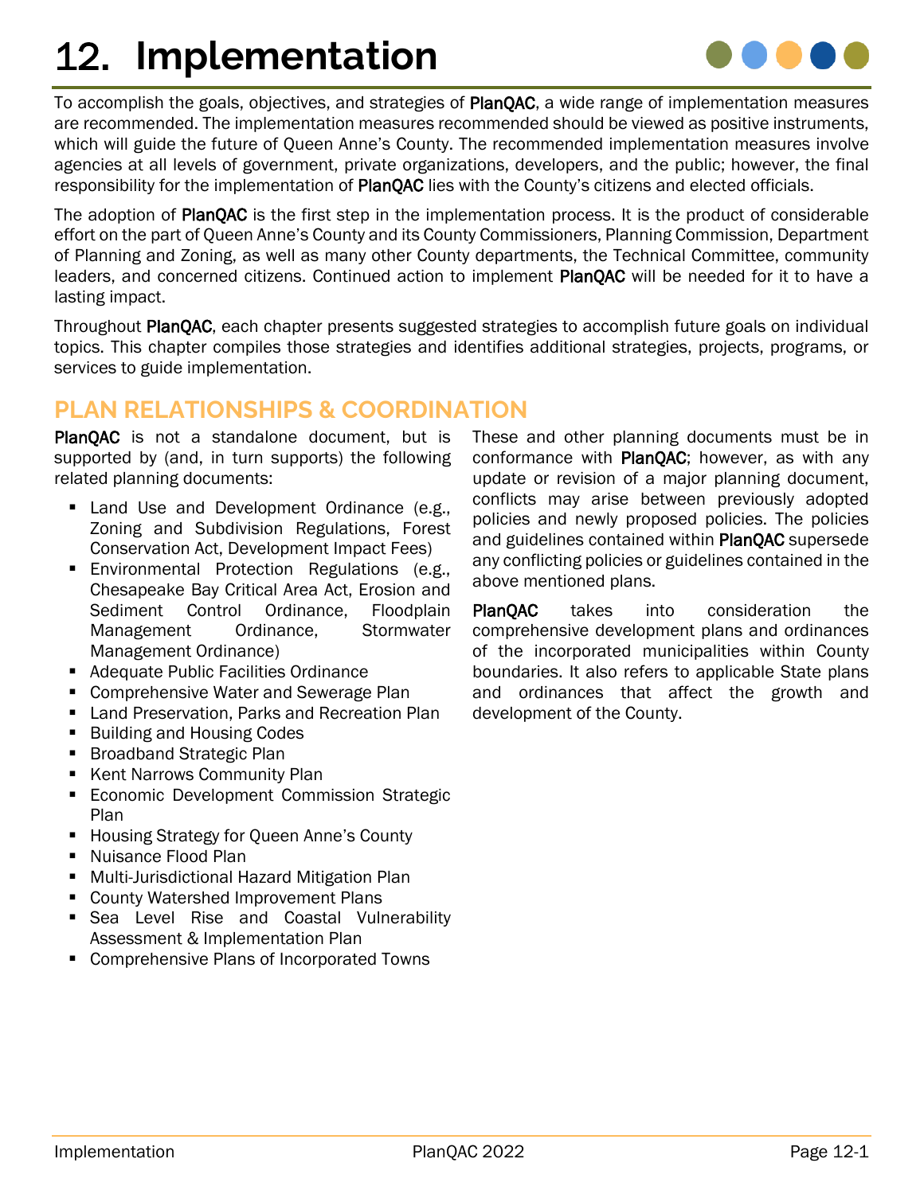# 12. Implementation

To accomplish the goals, objectives, and strategies of **PlanQAC**, a wide range of implementation measures are recommended. The implementation measures recommended should be viewed as positive instruments, which will guide the future of Queen Anne's County. The recommended implementation measures involve agencies at all levels of government, private organizations, developers, and the public; however, the final responsibility for the implementation of **PlanQAC** lies with the County's citizens and elected officials.

The adoption of **PlanQAC** is the first step in the implementation process. It is the product of considerable effort on the part of Queen Anne's County and its County Commissioners, Planning Commission, Department of Planning and Zoning, as well as many other County departments, the Technical Committee, community leaders, and concerned citizens. Continued action to implement **PlanQAC** will be needed for it to have a lasting impact.

Throughout **PlanQAC**, each chapter presents suggested strategies to accomplish future goals on individual topics. This chapter compiles those strategies and identifies additional strategies, projects, programs, or services to guide implementation.

## PLAN RELATIONSHIPS & COORDINATION

**PlanQAC** is not a standalone document, but is supported by (and, in turn supports) the following related planning documents:

- Land Use and Development Ordinance (e.g., Zoning and Subdivision Regulations, Forest Conservation Act, Development Impact Fees)
- Environmental Protection Regulations (e.g., Chesapeake Bay Critical Area Act, Erosion and Sediment Control Ordinance, Floodplain Management Ordinance, Stormwater Management Ordinance)
- Adequate Public Facilities Ordinance
- Comprehensive Water and Sewerage Plan
- Land Preservation, Parks and Recreation Plan
- Building and Housing Codes
- Broadband Strategic Plan
- Kent Narrows Community Plan
- Economic Development Commission Strategic Plan
- Housing Strategy for Queen Anne's County
- Nuisance Flood Plan
- Multi-Jurisdictional Hazard Mitigation Plan
- County Watershed Improvement Plans
- Sea Level Rise and Coastal Vulnerability Assessment & Implementation Plan
- Comprehensive Plans of Incorporated Towns

These and other planning documents must be in conformance with **PlanQAC**; however, as with any update or revision of a major planning document, conflicts may arise between previously adopted policies and newly proposed policies. The policies and guidelines contained within **PlanQAC** supersede any conflicting policies or guidelines contained in the above mentioned plans.

**PlanQAC** takes into consideration the comprehensive development plans and ordinances of the incorporated municipalities within County boundaries. It also refers to applicable State plans and ordinances that affect the growth and development of the County.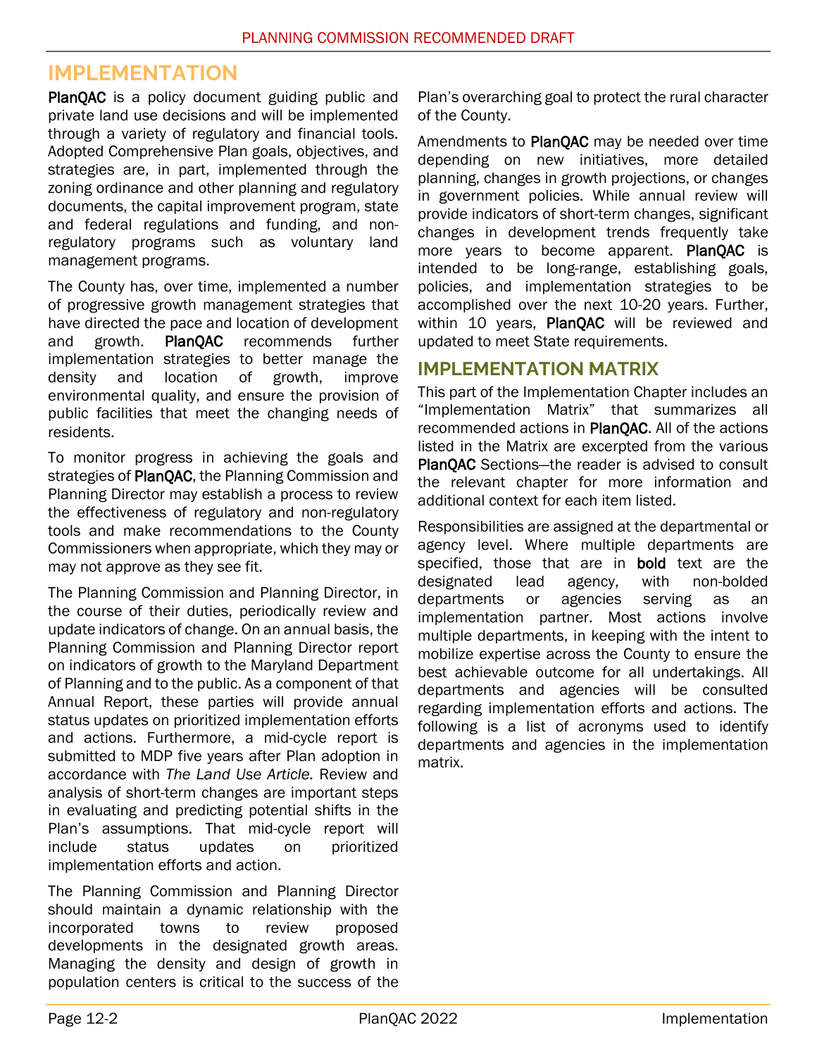# IMPLEMENTATION

**PlanQAC** is a policy document guiding public and private land use decisions and will be implemented through a variety of regulatory and financial tools. Adopted Comprehensive Plan goals, objectives, and strategies are, in part, implemented through the zoning ordinance and other planning and regulatory documents, the capital improvement program, state and federal regulations and funding, and non-regulatory programs such as voluntary land management programs.

The County has, over time, implemented a number of progressive growth management strategies that have directed the pace and location of development and growth. **PlanQAC** recommends further implementation strategies to better manage the density and location of growth, improve environmental quality, and ensure the provision of public facilities that meet the changing needs of residents.

To monitor progress in achieving the goals and strategies of **PlanQAC**, the Planning Commission and Planning Director may establish a process to review the effectiveness of regulatory and non-regulatory tools and make recommendations to the County Commissioners when appropriate, which they may or may not approve as they see fit.

The Planning Commission and Planning Director, in the course of their duties, periodically review and update indicators of change. On an annual basis, the Planning Commission and Planning Director report on indicators of growth to the Maryland Department of Planning and to the public. As a component of that Annual Report, these parties will provide annual status updates on prioritized implementation efforts and actions. Furthermore, a mid-cycle report is submitted to MDP five years after Plan adoption in accordance with *The Land Use Article.* Review and analysis of short-term changes are important steps in evaluating and predicting potential shifts in the Plan's assumptions. That mid-cycle report will include status updates on prioritized implementation efforts and action.

The Planning Commission and Planning Director should maintain a dynamic relationship with the incorporated towns to review proposed developments in the designated growth areas. Managing the density and design of growth in population centers is critical to the success of the Plan's overarching goal to protect the rural character of the County.

Amendments to **PlanQAC** may be needed over time depending on new initiatives, more detailed planning, changes in growth projections, or changes in government policies. While annual review will provide indicators of short-term changes, significant changes in development trends frequently take more years to become apparent. **PlanQAC** is intended to be long-range, establishing goals, policies, and implementation strategies to be accomplished over the next 10-20 years. Further, within 10 years, **PlanQAC** will be reviewed and updated to meet State requirements.

## IMPLEMENTATION MATRIX

This part of the Implementation Chapter includes an "Implementation Matrix" that summarizes all recommended actions in **PlanQAC**. All of the actions listed in the Matrix are excerpted from the various **PlanQAC** Sections—the reader is advised to consult the relevant chapter for more information and additional context for each item listed.

Responsibilities are assigned at the departmental or agency level. Where multiple departments are specified, those that are in **bold** text are the designated lead agency, with non-bolded departments or agencies serving as an implementation partner. Most actions involve multiple departments, in keeping with the intent to mobilize expertise across the County to ensure the best achievable outcome for all undertakings. All departments and agencies will be consulted regarding implementation efforts and actions. The following is a list of acronyms used to identify departments and agencies in the implementation matrix.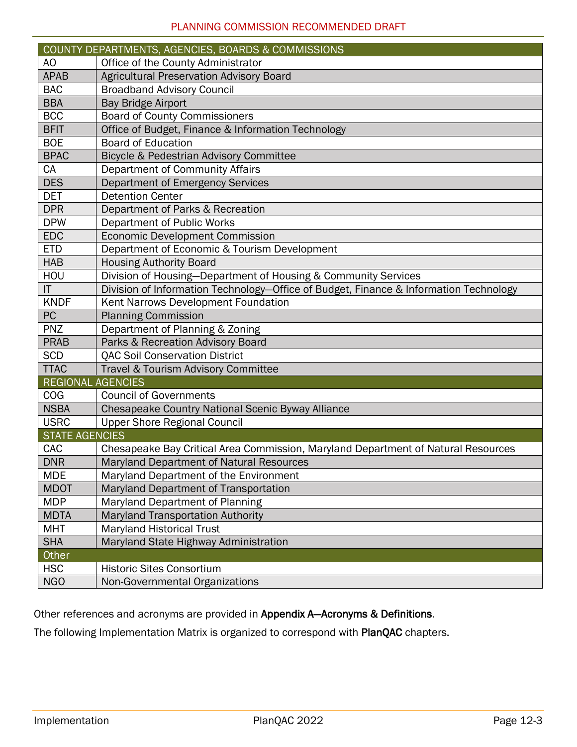| COUNTY DEPARTMENTS, AGENCIES, BOARDS & COMMISSIONS | |
|---|---|
| AO | Office of the County Administrator |
| APAB | Agricultural Preservation Advisory Board |
| BAC | Broadband Advisory Council |
| BBA | Bay Bridge Airport |
| BCC | Board of County Commissioners |
| BFIT | Office of Budget, Finance & Information Technology |
| BOE | Board of Education |
| BPAC | Bicycle & Pedestrian Advisory Committee |
| CA | Department of Community Affairs |
| DES | Department of Emergency Services |
| DET | Detention Center |
| DPR | Department of Parks & Recreation |
| DPW | Department of Public Works |
| EDC | Economic Development Commission |
| ETD | Department of Economic & Tourism Development |
| HAB | Housing Authority Board |
| HOU | Division of Housing—Department of Housing & Community Services |
| IT | Division of Information Technology—Office of Budget, Finance & Information Technology |
| KNDF | Kent Narrows Development Foundation |
| PC | Planning Commission |
| PNZ | Department of Planning & Zoning |
| PRAB | Parks & Recreation Advisory Board |
| SCD | QAC Soil Conservation District |
| TTAC | Travel & Tourism Advisory Committee |
| **REGIONAL AGENCIES** | |
| COG | Council of Governments |
| NSBA | Chesapeake Country National Scenic Byway Alliance |
| USRC | Upper Shore Regional Council |
| **STATE AGENCIES** | |
| CAC | Chesapeake Bay Critical Area Commission, Maryland Department of Natural Resources |
| DNR | Maryland Department of Natural Resources |
| MDE | Maryland Department of the Environment |
| MDOT | Maryland Department of Transportation |
| MDP | Maryland Department of Planning |
| MDTA | Maryland Transportation Authority |
| MHT | Maryland Historical Trust |
| SHA | Maryland State Highway Administration |
| **Other** | |
| HSC | Historic Sites Consortium |
| NGO | Non-Governmental Organizations |

Other references and acronyms are provided in **Appendix A—Acronyms & Definitions**.

The following Implementation Matrix is organized to correspond with **PlanQAC** chapters.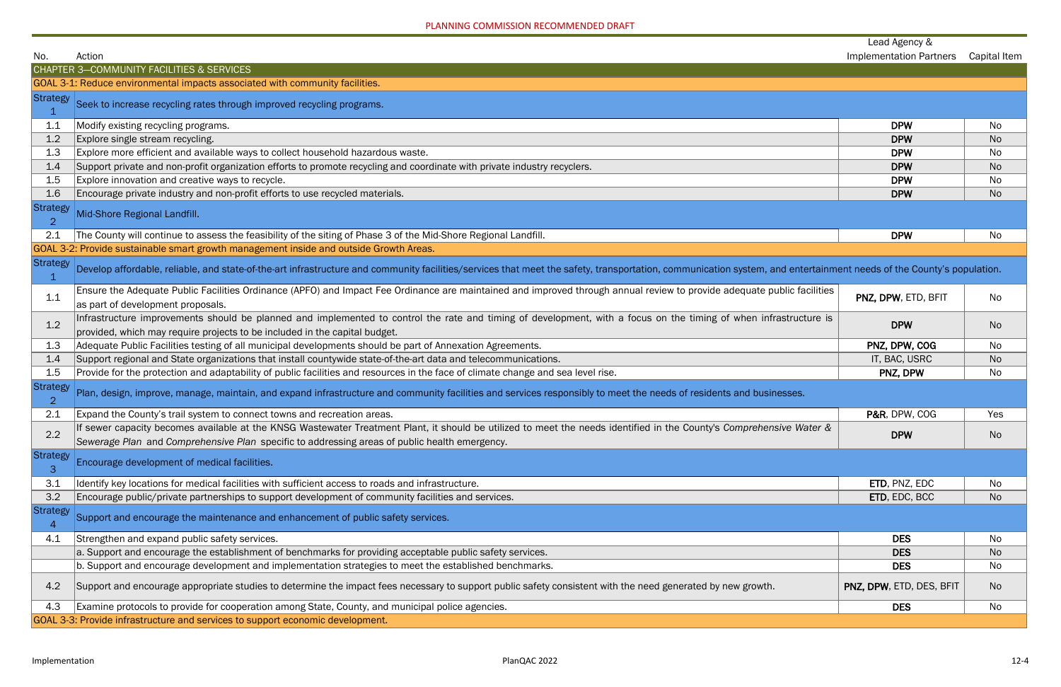PLANNING COMMISSION RECOMMENDED DRAFT

| No. | Action | Lead Agency & Implementation Partners | Capital Item |
|---|---|---|---|
| CHAPTER 3—COMMUNITY FACILITIES & SERVICES | | | |
| GOAL 3-1: Reduce environmental impacts associated with community facilities. | | | |
| Strategy 1 | Seek to increase recycling rates through improved recycling programs. | | |
| 1.1 | Modify existing recycling programs. | **DPW** | No |
| 1.2 | Explore single stream recycling. | **DPW** | No |
| 1.3 | Explore more efficient and available ways to collect household hazardous waste. | **DPW** | No |
| 1.4 | Support private and non-profit organization efforts to promote recycling and coordinate with private industry recyclers. | **DPW** | No |
| 1.5 | Explore innovation and creative ways to recycle. | **DPW** | No |
| 1.6 | Encourage private industry and non-profit efforts to use recycled materials. | **DPW** | No |
| Strategy 2 | Mid-Shore Regional Landfill. | | |
| 2.1 | The County will continue to assess the feasibility of the siting of Phase 3 of the Mid-Shore Regional Landfill. | **DPW** | No |
| GOAL 3-2: Provide sustainable smart growth management inside and outside Growth Areas. | | | |
| Strategy 1 | Develop affordable, reliable, and state-of-the-art infrastructure and community facilities/services that meet the safety, transportation, communication system, and entertainment needs of the County's population. | | |
| 1.1 | Ensure the Adequate Public Facilities Ordinance (APFO) and Impact Fee Ordinance are maintained and improved through annual review to provide adequate public facilities as part of development proposals. | **PNZ, DPW**, ETD, BFIT | No |
| 1.2 | Infrastructure improvements should be planned and implemented to control the rate and timing of development, with a focus on the timing of when infrastructure is provided, which may require projects to be included in the capital budget. | **DPW** | No |
| 1.3 | Adequate Public Facilities testing of all municipal developments should be part of Annexation Agreements. | **PNZ, DPW, COG** | No |
| 1.4 | Support regional and State organizations that install countywide state-of-the-art data and telecommunications. | IT, BAC, USRC | No |
| 1.5 | Provide for the protection and adaptability of public facilities and resources in the face of climate change and sea level rise. | **PNZ, DPW** | No |
| Strategy 2 | Plan, design, improve, manage, maintain, and expand infrastructure and community facilities and services responsibly to meet the needs of residents and businesses. | | |
| 2.1 | Expand the County's trail system to connect towns and recreation areas. | **P&R**, DPW, COG | Yes |
| 2.2 | If sewer capacity becomes available at the KNSG Wastewater Treatment Plant, it should be utilized to meet the needs identified in the County's *Comprehensive Water & Sewerage Plan* and *Comprehensive Plan* specific to addressing areas of public health emergency. | **DPW** | No |
| Strategy 3 | Encourage development of medical facilities. | | |
| 3.1 | Identify key locations for medical facilities with sufficient access to roads and infrastructure. | **ETD**, PNZ, EDC | No |
| 3.2 | Encourage public/private partnerships to support development of community facilities and services. | **ETD**, EDC, BCC | No |
| Strategy 4 | Support and encourage the maintenance and enhancement of public safety services. | | |
| 4.1 | Strengthen and expand public safety services. | **DES** | No |
| | a. Support and encourage the establishment of benchmarks for providing acceptable public safety services. | **DES** | No |
| | b. Support and encourage development and implementation strategies to meet the established benchmarks. | **DES** | No |
| 4.2 | Support and encourage appropriate studies to determine the impact fees necessary to support public safety consistent with the need generated by new growth. | **PNZ, DPW**, ETD, DES, BFIT | No |
| 4.3 | Examine protocols to provide for cooperation among State, County, and municipal police agencies. | **DES** | No |
| GOAL 3-3: Provide infrastructure and services to support economic development. | | | |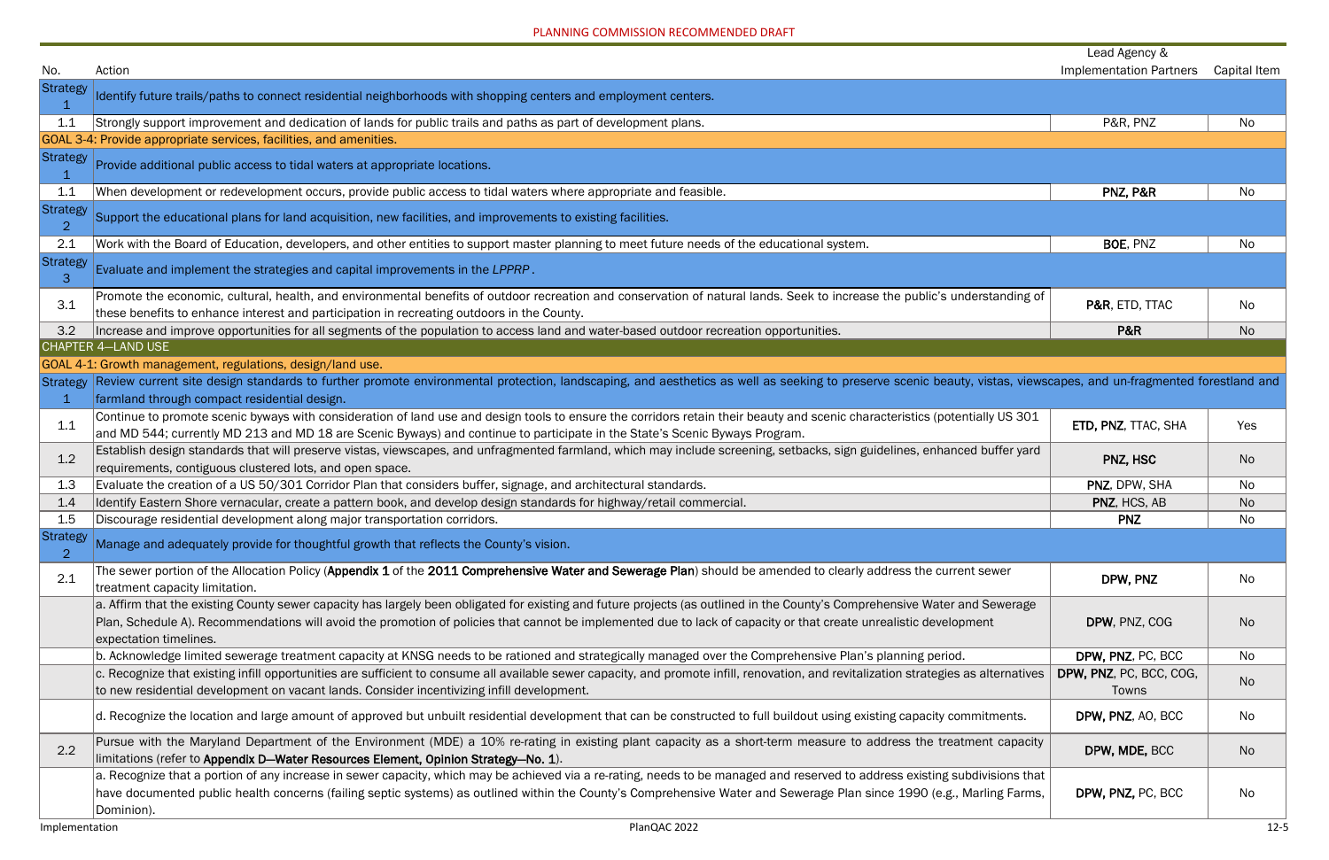PLANNING COMMISSION RECOMMENDED DRAFT

| No. | Action | Lead Agency & Implementation Partners | Capital Item |
|---|---|---|---|
| Strategy 1 | Identify future trails/paths to connect residential neighborhoods with shopping centers and employment centers. | | |
| 1.1 | Strongly support improvement and dedication of lands for public trails and paths as part of development plans. | P&R, PNZ | No |
| GOAL 3-4: Provide appropriate services, facilities, and amenities. | | | |
| Strategy 1 | Provide additional public access to tidal waters at appropriate locations. | | |
| 1.1 | When development or redevelopment occurs, provide public access to tidal waters where appropriate and feasible. | **PNZ, P&R** | No |
| Strategy 2 | Support the educational plans for land acquisition, new facilities, and improvements to existing facilities. | | |
| 2.1 | Work with the Board of Education, developers, and other entities to support master planning to meet future needs of the educational system. | **BOE**, PNZ | No |
| Strategy 3 | Evaluate and implement the strategies and capital improvements in the *LPPRP*. | | |
| 3.1 | Promote the economic, cultural, health, and environmental benefits of outdoor recreation and conservation of natural lands. Seek to increase the public's understanding of these benefits to enhance interest and participation in recreating outdoors in the County. | **P&R**, ETD, TTAC | No |
| 3.2 | Increase and improve opportunities for all segments of the population to access land and water-based outdoor recreation opportunities. | **P&R** | No |
| CHAPTER 4—LAND USE | | | |
| GOAL 4-1: Growth management, regulations, design/land use. | | | |
| Strategy 1 | Review current site design standards to further promote environmental protection, landscaping, and aesthetics as well as seeking to preserve scenic beauty, vistas, viewscapes, and un-fragmented forestland and farmland through compact residential design. | | |
| 1.1 | Continue to promote scenic byways with consideration of land use and design tools to ensure the corridors retain their beauty and scenic characteristics (potentially US 301 and MD 544; currently MD 213 and MD 18 are Scenic Byways) and continue to participate in the State's Scenic Byways Program. | **ETD, PNZ**, TTAC, SHA | Yes |
| 1.2 | Establish design standards that will preserve vistas, viewscapes, and unfragmented farmland, which may include screening, setbacks, sign guidelines, enhanced buffer yard requirements, contiguous clustered lots, and open space. | **PNZ, HSC** | No |
| 1.3 | Evaluate the creation of a US 50/301 Corridor Plan that considers buffer, signage, and architectural standards. | **PNZ**, DPW, SHA | No |
| 1.4 | Identify Eastern Shore vernacular, create a pattern book, and develop design standards for highway/retail commercial. | **PNZ**, HCS, AB | No |
| 1.5 | Discourage residential development along major transportation corridors. | **PNZ** | No |
| Strategy 2 | Manage and adequately provide for thoughtful growth that reflects the County's vision. | | |
| 2.1 | The sewer portion of the Allocation Policy (**Appendix 1** of the **2011 Comprehensive Water and Sewerage Plan**) should be amended to clearly address the current sewer treatment capacity limitation. | **DPW, PNZ** | No |
| | a. Affirm that the existing County sewer capacity has largely been obligated for existing and future projects (as outlined in the County's Comprehensive Water and Sewerage Plan, Schedule A). Recommendations will avoid the promotion of policies that cannot be implemented due to lack of capacity or that create unrealistic development expectation timelines. | **DPW**, PNZ, COG | No |
| | b. Acknowledge limited sewerage treatment capacity at KNSG needs to be rationed and strategically managed over the Comprehensive Plan's planning period. | **DPW, PNZ**, PC, BCC | No |
| | c. Recognize that existing infill opportunities are sufficient to consume all available sewer capacity, and promote infill, renovation, and revitalization strategies as alternatives to new residential development on vacant lands. Consider incentivizing infill development. | **DPW, PNZ**, PC, BCC, COG, Towns | No |
| | d. Recognize the location and large amount of approved but unbuilt residential development that can be constructed to full buildout using existing capacity commitments. | **DPW, PNZ**, AO, BCC | No |
| 2.2 | Pursue with the Maryland Department of the Environment (MDE) a 10% re-rating in existing plant capacity as a short-term measure to address the treatment capacity limitations (refer to **Appendix D—Water Resources Element, Opinion Strategy—No. 1**). | **DPW, MDE,** BCC | No |
| | a. Recognize that a portion of any increase in sewer capacity, which may be achieved via a re-rating, needs to be managed and reserved to address existing subdivisions that have documented public health concerns (failing septic systems) as outlined within the County's Comprehensive Water and Sewerage Plan since 1990 (e.g., Marling Farms, Dominion). | **DPW, PNZ,** PC, BCC | No |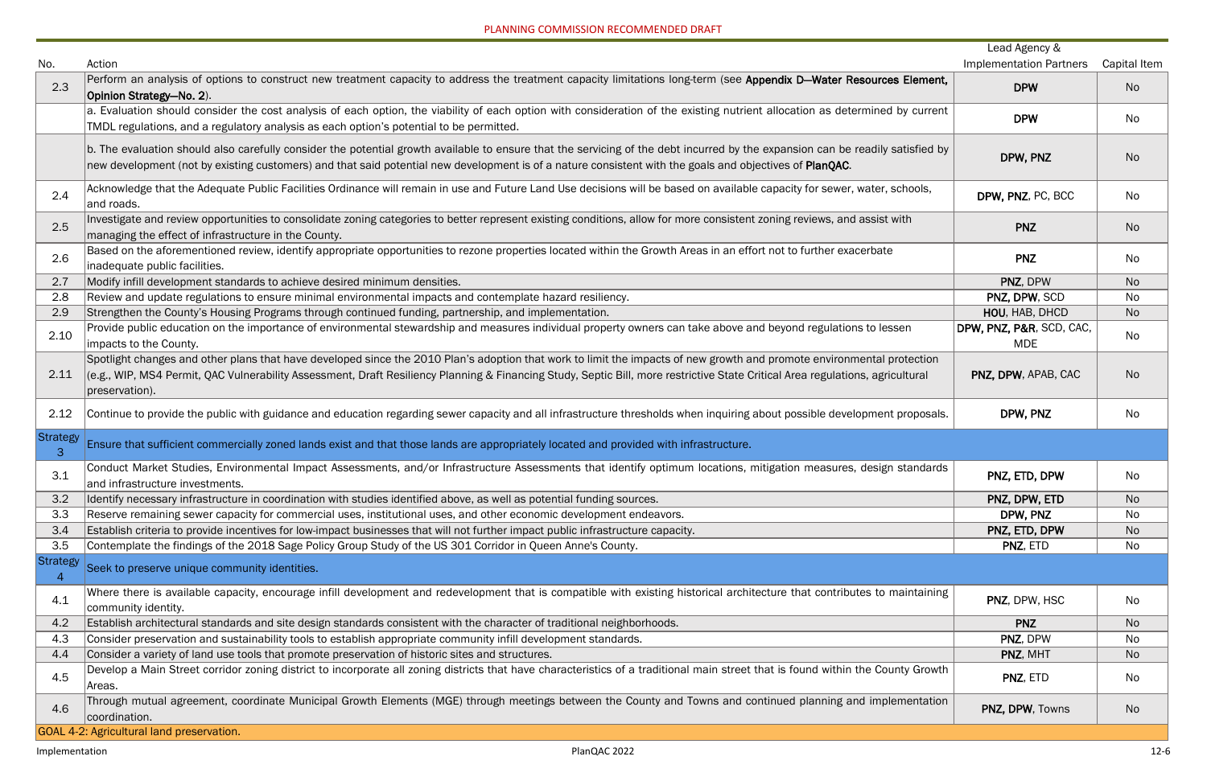PLANNING COMMISSION RECOMMENDED DRAFT

| No. | Action | Lead Agency & Implementation Partners | Capital Item |
|---|---|---|---|
| 2.3 | Perform an analysis of options to construct new treatment capacity to address the treatment capacity limitations long-term (see **Appendix D—Water Resources Element, Opinion Strategy—No. 2**). | **DPW** | No |
| | a. Evaluation should consider the cost analysis of each option, the viability of each option with consideration of the existing nutrient allocation as determined by current TMDL regulations, and a regulatory analysis as each option's potential to be permitted. | **DPW** | No |
| | b. The evaluation should also carefully consider the potential growth available to ensure that the servicing of the debt incurred by the expansion can be readily satisfied by new development (not by existing customers) and that said potential new development is of a nature consistent with the goals and objectives of **PlanQAC**. | **DPW, PNZ** | No |
| 2.4 | Acknowledge that the Adequate Public Facilities Ordinance will remain in use and Future Land Use decisions will be based on available capacity for sewer, water, schools, and roads. | **DPW, PNZ**, PC, BCC | No |
| 2.5 | Investigate and review opportunities to consolidate zoning categories to better represent existing conditions, allow for more consistent zoning reviews, and assist with managing the effect of infrastructure in the County. | **PNZ** | No |
| 2.6 | Based on the aforementioned review, identify appropriate opportunities to rezone properties located within the Growth Areas in an effort not to further exacerbate inadequate public facilities. | **PNZ** | No |
| 2.7 | Modify infill development standards to achieve desired minimum densities. | **PNZ**, DPW | No |
| 2.8 | Review and update regulations to ensure minimal environmental impacts and contemplate hazard resiliency. | **PNZ, DPW**, SCD | No |
| 2.9 | Strengthen the County's Housing Programs through continued funding, partnership, and implementation. | **HOU**, HAB, DHCD | No |
| 2.10 | Provide public education on the importance of environmental stewardship and measures individual property owners can take above and beyond regulations to lessen impacts to the County. | **DPW, PNZ, P&R**, SCD, CAC, MDE | No |
| 2.11 | Spotlight changes and other plans that have developed since the 2010 Plan's adoption that work to limit the impacts of new growth and promote environmental protection (e.g., WIP, MS4 Permit, QAC Vulnerability Assessment, Draft Resiliency Planning & Financing Study, Septic Bill, more restrictive State Critical Area regulations, agricultural preservation). | **PNZ, DPW**, APAB, CAC | No |
| 2.12 | Continue to provide the public with guidance and education regarding sewer capacity and all infrastructure thresholds when inquiring about possible development proposals. | **DPW, PNZ** | No |
| Strategy 3 | Ensure that sufficient commercially zoned lands exist and that those lands are appropriately located and provided with infrastructure. | | |
| 3.1 | Conduct Market Studies, Environmental Impact Assessments, and/or Infrastructure Assessments that identify optimum locations, mitigation measures, design standards and infrastructure investments. | **PNZ, ETD, DPW** | No |
| 3.2 | Identify necessary infrastructure in coordination with studies identified above, as well as potential funding sources. | **PNZ, DPW, ETD** | No |
| 3.3 | Reserve remaining sewer capacity for commercial uses, institutional uses, and other economic development endeavors. | **DPW, PNZ** | No |
| 3.4 | Establish criteria to provide incentives for low-impact businesses that will not further impact public infrastructure capacity. | **PNZ, ETD, DPW** | No |
| 3.5 | Contemplate the findings of the 2018 Sage Policy Group Study of the US 301 Corridor in Queen Anne's County. | **PNZ**, ETD | No |
| Strategy 4 | Seek to preserve unique community identities. | | |
| 4.1 | Where there is available capacity, encourage infill development and redevelopment that is compatible with existing historical architecture that contributes to maintaining community identity. | **PNZ**, DPW, HSC | No |
| 4.2 | Establish architectural standards and site design standards consistent with the character of traditional neighborhoods. | **PNZ** | No |
| 4.3 | Consider preservation and sustainability tools to establish appropriate community infill development standards. | **PNZ**, DPW | No |
| 4.4 | Consider a variety of land use tools that promote preservation of historic sites and structures. | **PNZ**, MHT | No |
| 4.5 | Develop a Main Street corridor zoning district to incorporate all zoning districts that have characteristics of a traditional main street that is found within the County Growth Areas. | **PNZ**, ETD | No |
| 4.6 | Through mutual agreement, coordinate Municipal Growth Elements (MGE) through meetings between the County and Towns and continued planning and implementation coordination. | **PNZ, DPW**, Towns | No |
| GOAL 4-2: Agricultural land preservation. | | | |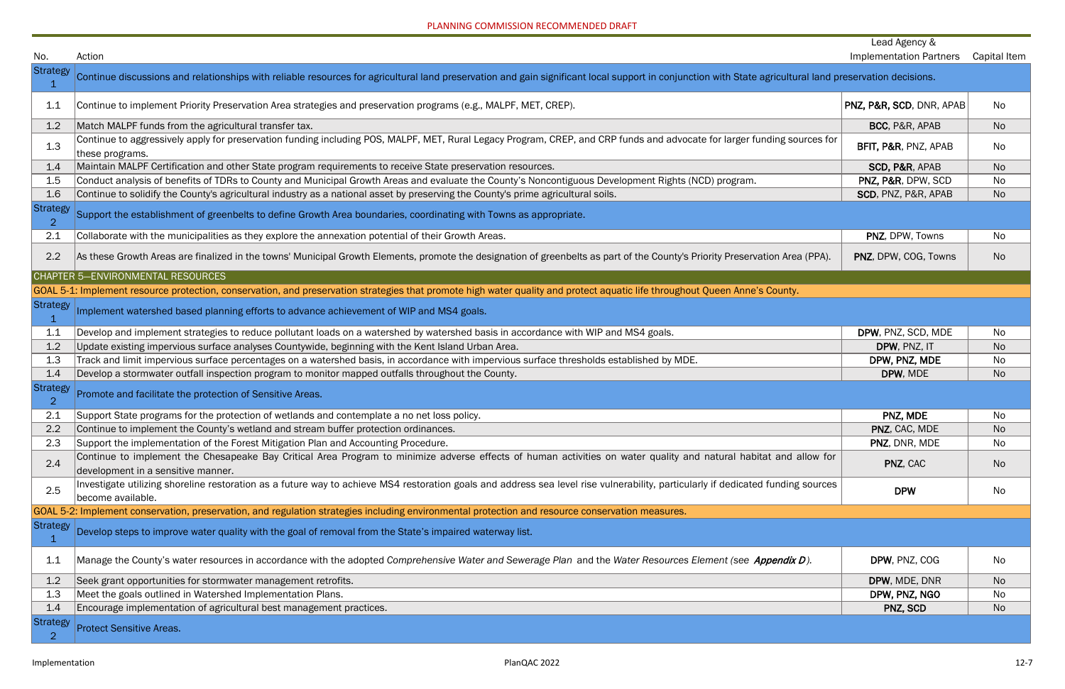PLANNING COMMISSION RECOMMENDED DRAFT

| No. | Action | Lead Agency & Implementation Partners | Capital Item |
|---|---|---|---|
| Strategy 1 | Continue discussions and relationships with reliable resources for agricultural land preservation and gain significant local support in conjunction with State agricultural land preservation decisions. | | |
| 1.1 | Continue to implement Priority Preservation Area strategies and preservation programs (e.g., MALPF, MET, CREP). | **PNZ, P&R, SCD**, DNR, APAB | No |
| 1.2 | Match MALPF funds from the agricultural transfer tax. | **BCC**, P&R, APAB | No |
| 1.3 | Continue to aggressively apply for preservation funding including POS, MALPF, MET, Rural Legacy Program, CREP, and CRP funds and advocate for larger funding sources for these programs. | **BFIT, P&R**, PNZ, APAB | No |
| 1.4 | Maintain MALPF Certification and other State program requirements to receive State preservation resources. | **SCD, P&R**, APAB | No |
| 1.5 | Conduct analysis of benefits of TDRs to County and Municipal Growth Areas and evaluate the County's Noncontiguous Development Rights (NCD) program. | **PNZ, P&R**, DPW, SCD | No |
| 1.6 | Continue to solidify the County's agricultural industry as a national asset by preserving the County's prime agricultural soils. | **SCD**, PNZ, P&R, APAB | No |
| Strategy 2 | Support the establishment of greenbelts to define Growth Area boundaries, coordinating with Towns as appropriate. | | |
| 2.1 | Collaborate with the municipalities as they explore the annexation potential of their Growth Areas. | **PNZ**, DPW, Towns | No |
| 2.2 | As these Growth Areas are finalized in the towns' Municipal Growth Elements, promote the designation of greenbelts as part of the County's Priority Preservation Area (PPA). | **PNZ**, DPW, COG, Towns | No |
| CHAPTER 5—ENVIRONMENTAL RESOURCES | | | |
| GOAL 5-1: Implement resource protection, conservation, and preservation strategies that promote high water quality and protect aquatic life throughout Queen Anne's County. | | | |
| Strategy 1 | Implement watershed based planning efforts to advance achievement of WIP and MS4 goals. | | |
| 1.1 | Develop and implement strategies to reduce pollutant loads on a watershed by watershed basis in accordance with WIP and MS4 goals. | **DPW**, PNZ, SCD, MDE | No |
| 1.2 | Update existing impervious surface analyses Countywide, beginning with the Kent Island Urban Area. | **DPW**, PNZ, IT | No |
| 1.3 | Track and limit impervious surface percentages on a watershed basis, in accordance with impervious surface thresholds established by MDE. | **DPW, PNZ, MDE** | No |
| 1.4 | Develop a stormwater outfall inspection program to monitor mapped outfalls throughout the County. | **DPW**, MDE | No |
| Strategy 2 | Promote and facilitate the protection of Sensitive Areas. | | |
| 2.1 | Support State programs for the protection of wetlands and contemplate a no net loss policy. | **PNZ, MDE** | No |
| 2.2 | Continue to implement the County's wetland and stream buffer protection ordinances. | **PNZ**, CAC, MDE | No |
| 2.3 | Support the implementation of the Forest Mitigation Plan and Accounting Procedure. | **PNZ**, DNR, MDE | No |
| 2.4 | Continue to implement the Chesapeake Bay Critical Area Program to minimize adverse effects of human activities on water quality and natural habitat and allow for development in a sensitive manner. | **PNZ**, CAC | No |
| 2.5 | Investigate utilizing shoreline restoration as a future way to achieve MS4 restoration goals and address sea level rise vulnerability, particularly if dedicated funding sources become available. | **DPW** | No |
| GOAL 5-2: Implement conservation, preservation, and regulation strategies including environmental protection and resource conservation measures. | | | |
| Strategy 1 | Develop steps to improve water quality with the goal of removal from the State's impaired waterway list. | | |
| 1.1 | Manage the County's water resources in accordance with the adopted *Comprehensive Water and Sewerage Plan* and the *Water Resources Element (see **Appendix D**).* | **DPW**, PNZ, COG | No |
| 1.2 | Seek grant opportunities for stormwater management retrofits. | **DPW**, MDE, DNR | No |
| 1.3 | Meet the goals outlined in Watershed Implementation Plans. | **DPW, PNZ, NGO** | No |
| 1.4 | Encourage implementation of agricultural best management practices. | **PNZ, SCD** | No |
| Strategy 2 | Protect Sensitive Areas. | | |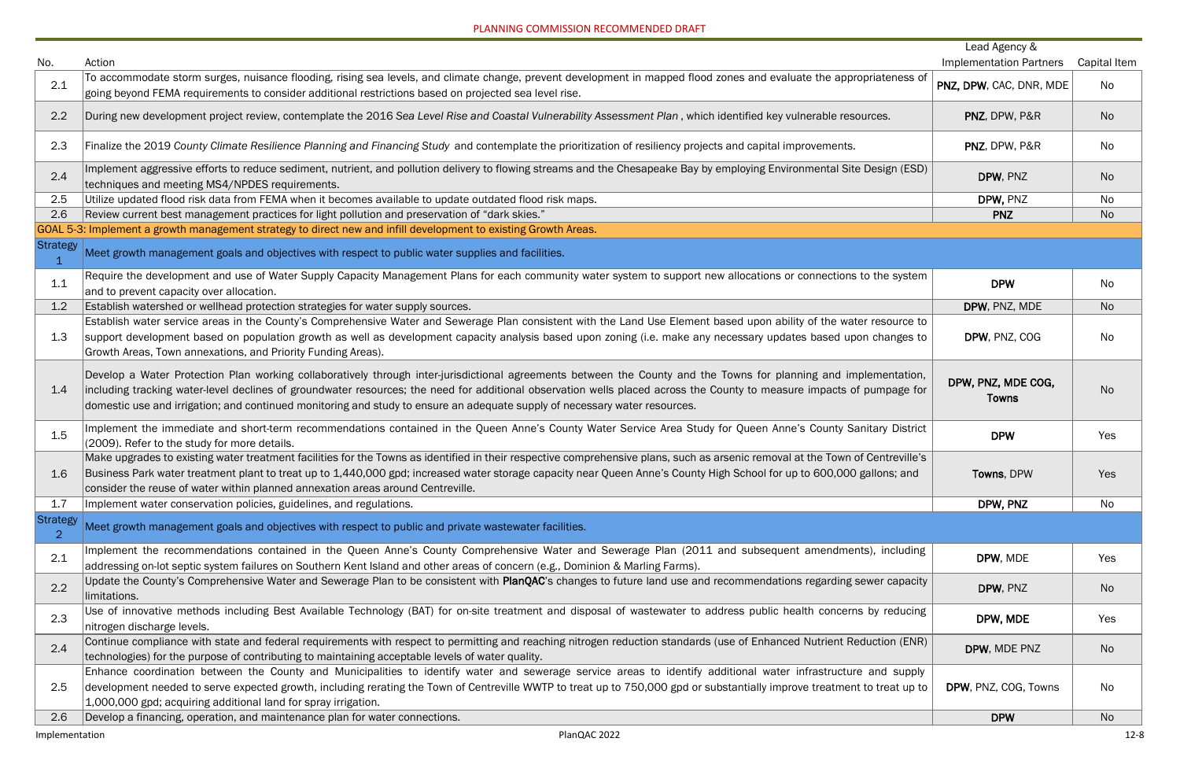PLANNING COMMISSION RECOMMENDED DRAFT

| No. | Action | Lead Agency & Implementation Partners | Capital Item |
|---|---|---|---|
| 2.1 | To accommodate storm surges, nuisance flooding, rising sea levels, and climate change, prevent development in mapped flood zones and evaluate the appropriateness of going beyond FEMA requirements to consider additional restrictions based on projected sea level rise. | **PNZ, DPW**, CAC, DNR, MDE | No |
| 2.2 | During new development project review, contemplate the 2016 *Sea Level Rise and Coastal Vulnerability Assessment Plan* , which identified key vulnerable resources. | **PNZ**, DPW, P&R | No |
| 2.3 | Finalize the 2019 *County Climate Resilience Planning and Financing Study* and contemplate the prioritization of resiliency projects and capital improvements. | **PNZ**, DPW, P&R | No |
| 2.4 | Implement aggressive efforts to reduce sediment, nutrient, and pollution delivery to flowing streams and the Chesapeake Bay by employing Environmental Site Design (ESD) techniques and meeting MS4/NPDES requirements. | **DPW**, PNZ | No |
| 2.5 | Utilize updated flood risk data from FEMA when it becomes available to update outdated flood risk maps. | **DPW,** PNZ | No |
| 2.6 | Review current best management practices for light pollution and preservation of "dark skies." | **PNZ** | No |
| GOAL 5-3: Implement a growth management strategy to direct new and infill development to existing Growth Areas. | | | |
| Strategy 1 | Meet growth management goals and objectives with respect to public water supplies and facilities. | | |
| 1.1 | Require the development and use of Water Supply Capacity Management Plans for each community water system to support new allocations or connections to the system and to prevent capacity over allocation. | **DPW** | No |
| 1.2 | Establish watershed or wellhead protection strategies for water supply sources. | **DPW**, PNZ, MDE | No |
| 1.3 | Establish water service areas in the County's Comprehensive Water and Sewerage Plan consistent with the Land Use Element based upon ability of the water resource to support development based on population growth as well as development capacity analysis based upon zoning (i.e. make any necessary updates based upon changes to Growth Areas, Town annexations, and Priority Funding Areas). | **DPW**, PNZ, COG | No |
| 1.4 | Develop a Water Protection Plan working collaboratively through inter-jurisdictional agreements between the County and the Towns for planning and implementation, including tracking water-level declines of groundwater resources; the need for additional observation wells placed across the County to measure impacts of pumpage for domestic use and irrigation; and continued monitoring and study to ensure an adequate supply of necessary water resources. | **DPW, PNZ, MDE COG, Towns** | No |
| 1.5 | Implement the immediate and short-term recommendations contained in the Queen Anne's County Water Service Area Study for Queen Anne's County Sanitary District (2009). Refer to the study for more details. | **DPW** | Yes |
| 1.6 | Make upgrades to existing water treatment facilities for the Towns as identified in their respective comprehensive plans, such as arsenic removal at the Town of Centreville's Business Park water treatment plant to treat up to 1,440,000 gpd; increased water storage capacity near Queen Anne's County High School for up to 600,000 gallons; and consider the reuse of water within planned annexation areas around Centreville. | **Towns**, DPW | Yes |
| 1.7 | Implement water conservation policies, guidelines, and regulations. | **DPW, PNZ** | No |
| Strategy 2 | Meet growth management goals and objectives with respect to public and private wastewater facilities. | | |
| 2.1 | Implement the recommendations contained in the Queen Anne's County Comprehensive Water and Sewerage Plan (2011 and subsequent amendments), including addressing on-lot septic system failures on Southern Kent Island and other areas of concern (e.g., Dominion & Marling Farms). | **DPW**, MDE | Yes |
| 2.2 | Update the County's Comprehensive Water and Sewerage Plan to be consistent with **PlanQAC**'s changes to future land use and recommendations regarding sewer capacity limitations. | **DPW**, PNZ | No |
| 2.3 | Use of innovative methods including Best Available Technology (BAT) for on-site treatment and disposal of wastewater to address public health concerns by reducing nitrogen discharge levels. | **DPW, MDE** | Yes |
| 2.4 | Continue compliance with state and federal requirements with respect to permitting and reaching nitrogen reduction standards (use of Enhanced Nutrient Reduction (ENR) technologies) for the purpose of contributing to maintaining acceptable levels of water quality. | **DPW**, MDE PNZ | No |
| 2.5 | Enhance coordination between the County and Municipalities to identify water and sewerage service areas to identify additional water infrastructure and supply development needed to serve expected growth, including rerating the Town of Centreville WWTP to treat up to 750,000 gpd or substantially improve treatment to treat up to 1,000,000 gpd; acquiring additional land for spray irrigation. | **DPW**, PNZ, COG, Towns | No |
| 2.6 | Develop a financing, operation, and maintenance plan for water connections. | **DPW** | No |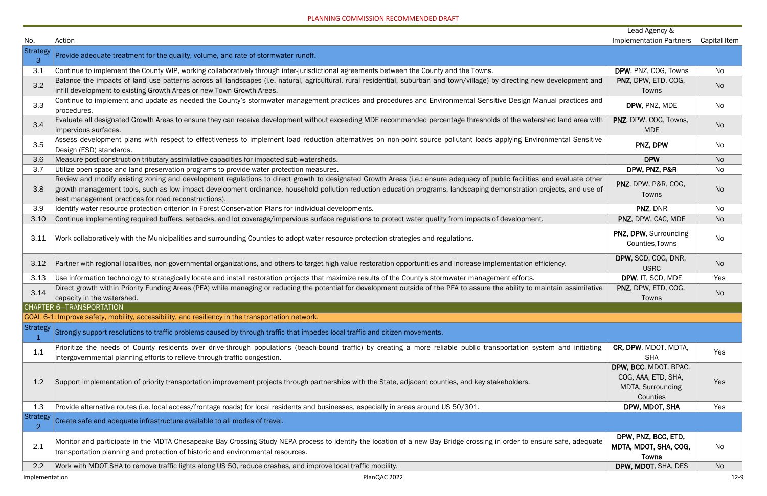PLANNING COMMISSION RECOMMENDED DRAFT

| No. | Action | Lead Agency & Implementation Partners | Capital Item |
|---|---|---|---|
| Strategy 3 | Provide adequate treatment for the quality, volume, and rate of stormwater runoff. | | |
| 3.1 | Continue to implement the County WIP, working collaboratively through inter-jurisdictional agreements between the County and the Towns. | **DPW**, PNZ, COG, Towns | No |
| 3.2 | Balance the impacts of land use patterns across all landscapes (i.e. natural, agricultural, rural residential, suburban and town/village) by directing new development and infill development to existing Growth Areas or new Town Growth Areas. | **PNZ**, DPW, ETD, COG, Towns | No |
| 3.3 | Continue to implement and update as needed the County's stormwater management practices and procedures and Environmental Sensitive Design Manual practices and procedures. | **DPW**, PNZ, MDE | No |
| 3.4 | Evaluate all designated Growth Areas to ensure they can receive development without exceeding MDE recommended percentage thresholds of the watershed land area with impervious surfaces. | **PNZ**, DPW, COG, Towns, MDE | No |
| 3.5 | Assess development plans with respect to effectiveness to implement load reduction alternatives on non-point source pollutant loads applying Environmental Sensitive Design (ESD) standards. | **PNZ, DPW** | No |
| 3.6 | Measure post-construction tributary assimilative capacities for impacted sub-watersheds. | **DPW** | No |
| 3.7 | Utilize open space and land preservation programs to provide water protection measures. | **DPW, PNZ, P&R** | No |
| 3.8 | Review and modify existing zoning and development regulations to direct growth to designated Growth Areas (i.e.: ensure adequacy of public facilities and evaluate other growth management tools, such as low impact development ordinance, household pollution reduction education programs, landscaping demonstration projects, and use of best management practices for road reconstructions). | **PNZ**, DPW, P&R, COG, Towns | No |
| 3.9 | Identify water resource protection criterion in Forest Conservation Plans for individual developments. | **PNZ**, DNR | No |
| 3.10 | Continue implementing required buffers, setbacks, and lot coverage/impervious surface regulations to protect water quality from impacts of development. | **PNZ**, DPW, CAC, MDE | No |
| 3.11 | Work collaboratively with the Municipalities and surrounding Counties to adopt water resource protection strategies and regulations. | **PNZ, DPW**, Surrounding Counties,Towns | No |
| 3.12 | Partner with regional localities, non-governmental organizations, and others to target high value restoration opportunities and increase implementation efficiency. | **DPW**, SCD, COG, DNR, USRC | No |
| 3.13 | Use information technology to strategically locate and install restoration projects that maximize results of the County's stormwater management efforts. | **DPW**, IT, SCD, MDE | Yes |
| 3.14 | Direct growth within Priority Funding Areas (PFA) while managing or reducing the potential for development outside of the PFA to assure the ability to maintain assimilative capacity in the watershed. | **PNZ**, DPW, ETD, COG, Towns | No |
| CHAPTER 6—TRANSPORTATION | | | |
| GOAL 6-1: Improve safety, mobility, accessibility, and resiliency in the transportation network. | | | |
| Strategy 1 | Strongly support resolutions to traffic problems caused by through traffic that impedes local traffic and citizen movements. | | |
| 1.1 | Prioritize the needs of County residents over drive-through populations (beach-bound traffic) by creating a more reliable public transportation system and initiating intergovernmental planning efforts to relieve through-traffic congestion. | **CR, DPW**, MDOT, MDTA, SHA | Yes |
| 1.2 | Support implementation of priority transportation improvement projects through partnerships with the State, adjacent counties, and key stakeholders. | **DPW, BCC**, MDOT, BPAC, COG, AAA, ETD, SHA, MDTA, Surrounding Counties | Yes |
| 1.3 | Provide alternative routes (i.e. local access/frontage roads) for local residents and businesses, especially in areas around US 50/301. | **DPW, MDOT, SHA** | Yes |
| Strategy 2 | Create safe and adequate infrastructure available to all modes of travel. | | |
| 2.1 | Monitor and participate in the MDTA Chesapeake Bay Crossing Study NEPA process to identify the location of a new Bay Bridge crossing in order to ensure safe, adequate transportation planning and protection of historic and environmental resources. | **DPW, PNZ, BCC, ETD, MDTA, MDOT, SHA, COG, Towns** | No |
| 2.2 | Work with MDOT SHA to remove traffic lights along US 50, reduce crashes, and improve local traffic mobility. | **DPW, MDOT**, SHA, DES | No |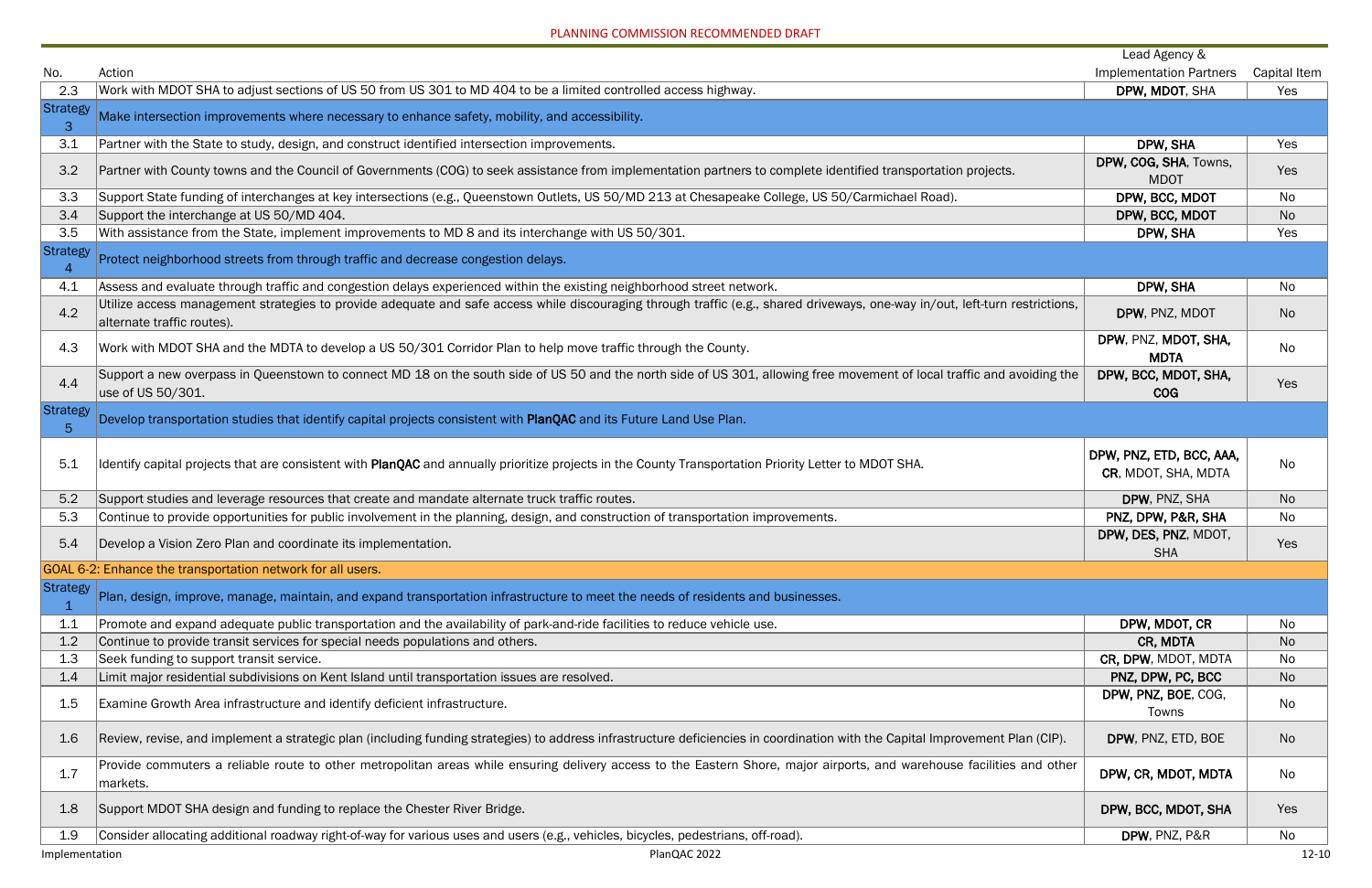PLANNING COMMISSION RECOMMENDED DRAFT

| No. | Action | Lead Agency & Implementation Partners | Capital Item |
|---|---|---|---|
| 2.3 | Work with MDOT SHA to adjust sections of US 50 from US 301 to MD 404 to be a limited controlled access highway. | **DPW, MDOT**, SHA | Yes |
| Strategy 3 | Make intersection improvements where necessary to enhance safety, mobility, and accessibility. | | |
| 3.1 | Partner with the State to study, design, and construct identified intersection improvements. | **DPW, SHA** | Yes |
| 3.2 | Partner with County towns and the Council of Governments (COG) to seek assistance from implementation partners to complete identified transportation projects. | **DPW, COG, SHA**, Towns, MDOT | Yes |
| 3.3 | Support State funding of interchanges at key intersections (e.g., Queenstown Outlets, US 50/MD 213 at Chesapeake College, US 50/Carmichael Road). | **DPW, BCC, MDOT** | No |
| 3.4 | Support the interchange at US 50/MD 404. | **DPW, BCC, MDOT** | No |
| 3.5 | With assistance from the State, implement improvements to MD 8 and its interchange with US 50/301. | **DPW, SHA** | Yes |
| Strategy 4 | Protect neighborhood streets from through traffic and decrease congestion delays. | | |
| 4.1 | Assess and evaluate through traffic and congestion delays experienced within the existing neighborhood street network. | **DPW, SHA** | No |
| 4.2 | Utilize access management strategies to provide adequate and safe access while discouraging through traffic (e.g., shared driveways, one-way in/out, left-turn restrictions, alternate traffic routes). | **DPW**, PNZ, MDOT | No |
| 4.3 | Work with MDOT SHA and the MDTA to develop a US 50/301 Corridor Plan to help move traffic through the County. | **DPW**, PNZ, **MDOT, SHA, MDTA** | No |
| 4.4 | Support a new overpass in Queenstown to connect MD 18 on the south side of US 50 and the north side of US 301, allowing free movement of local traffic and avoiding the use of US 50/301. | **DPW, BCC, MDOT, SHA, COG** | Yes |
| Strategy 5 | Develop transportation studies that identify capital projects consistent with **PlanQAC** and its Future Land Use Plan. | | |
| 5.1 | Identify capital projects that are consistent with **PlanQAC** and annually prioritize projects in the County Transportation Priority Letter to MDOT SHA. | **DPW, PNZ, ETD, BCC, AAA, CR**, MDOT, SHA, MDTA | No |
| 5.2 | Support studies and leverage resources that create and mandate alternate truck traffic routes. | **DPW**, PNZ, SHA | No |
| 5.3 | Continue to provide opportunities for public involvement in the planning, design, and construction of transportation improvements. | **PNZ, DPW, P&R, SHA** | No |
| 5.4 | Develop a Vision Zero Plan and coordinate its implementation. | **DPW, DES, PNZ**, MDOT, SHA | Yes |
| GOAL 6-2: Enhance the transportation network for all users. | | | |
| Strategy 1 | Plan, design, improve, manage, maintain, and expand transportation infrastructure to meet the needs of residents and businesses. | | |
| 1.1 | Promote and expand adequate public transportation and the availability of park-and-ride facilities to reduce vehicle use. | **DPW, MDOT, CR** | No |
| 1.2 | Continue to provide transit services for special needs populations and others. | **CR, MDTA** | No |
| 1.3 | Seek funding to support transit service. | **CR, DPW**, MDOT, MDTA | No |
| 1.4 | Limit major residential subdivisions on Kent Island until transportation issues are resolved. | **PNZ, DPW, PC, BCC** | No |
| 1.5 | Examine Growth Area infrastructure and identify deficient infrastructure. | **DPW, PNZ, BOE**, COG, Towns | No |
| 1.6 | Review, revise, and implement a strategic plan (including funding strategies) to address infrastructure deficiencies in coordination with the Capital Improvement Plan (CIP). | **DPW**, PNZ, ETD, BOE | No |
| 1.7 | Provide commuters a reliable route to other metropolitan areas while ensuring delivery access to the Eastern Shore, major airports, and warehouse facilities and other markets. | **DPW, CR, MDOT, MDTA** | No |
| 1.8 | Support MDOT SHA design and funding to replace the Chester River Bridge. | **DPW, BCC, MDOT, SHA** | Yes |
| 1.9 | Consider allocating additional roadway right-of-way for various uses and users (e.g., vehicles, bicycles, pedestrians, off-road). | **DPW**, PNZ, P&R | No |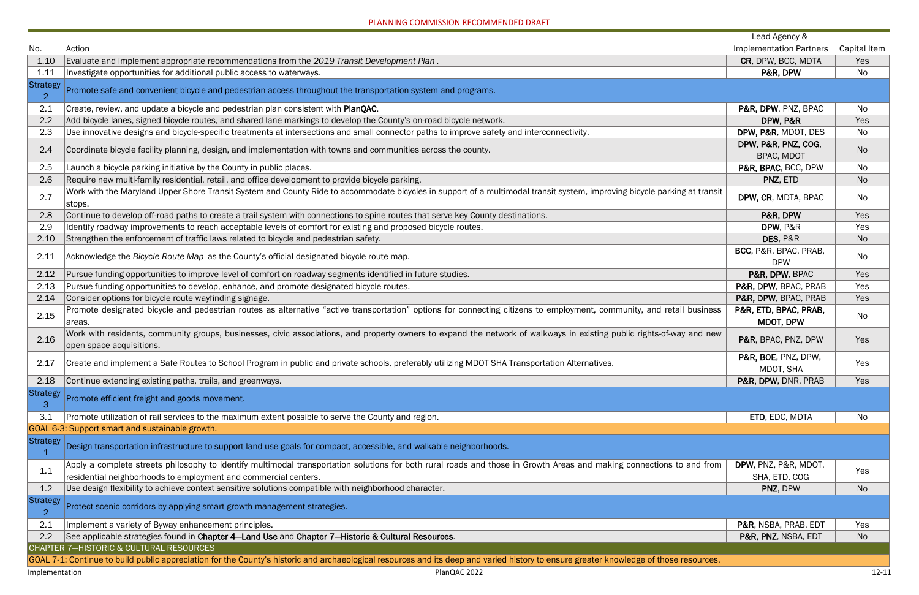PLANNING COMMISSION RECOMMENDED DRAFT

| No. | Action | Lead Agency & Implementation Partners | Capital Item |
|---|---|---|---|
| 1.10 | Evaluate and implement appropriate recommendations from the *2019 Transit Development Plan*. | **CR**, DPW, BCC, MDTA | Yes |
| 1.11 | Investigate opportunities for additional public access to waterways. | **P&R, DPW** | No |
| Strategy 2 | Promote safe and convenient bicycle and pedestrian access throughout the transportation system and programs. | | |
| 2.1 | Create, review, and update a bicycle and pedestrian plan consistent with **PlanQAC**. | **P&R, DPW**, PNZ, BPAC | No |
| 2.2 | Add bicycle lanes, signed bicycle routes, and shared lane markings to develop the County's on-road bicycle network. | **DPW, P&R** | Yes |
| 2.3 | Use innovative designs and bicycle-specific treatments at intersections and small connector paths to improve safety and interconnectivity. | **DPW, P&R**, MDOT, DES | No |
| 2.4 | Coordinate bicycle facility planning, design, and implementation with towns and communities across the county. | **DPW, P&R, PNZ, COG**, BPAC, MDOT | No |
| 2.5 | Launch a bicycle parking initiative by the County in public places. | **P&R, BPAC**, BCC, DPW | No |
| 2.6 | Require new multi-family residential, retail, and office development to provide bicycle parking. | **PNZ**, ETD | No |
| 2.7 | Work with the Maryland Upper Shore Transit System and County Ride to accommodate bicycles in support of a multimodal transit system, improving bicycle parking at transit stops. | **DPW, CR**, MDTA, BPAC | No |
| 2.8 | Continue to develop off-road paths to create a trail system with connections to spine routes that serve key County destinations. | **P&R, DPW** | Yes |
| 2.9 | Identify roadway improvements to reach acceptable levels of comfort for existing and proposed bicycle routes. | **DPW**, P&R | Yes |
| 2.10 | Strengthen the enforcement of traffic laws related to bicycle and pedestrian safety. | **DES**, P&R | No |
| 2.11 | Acknowledge the *Bicycle Route Map* as the County's official designated bicycle route map. | **BCC**, P&R, BPAC, PRAB, DPW | No |
| 2.12 | Pursue funding opportunities to improve level of comfort on roadway segments identified in future studies. | **P&R, DPW**, BPAC | Yes |
| 2.13 | Pursue funding opportunities to develop, enhance, and promote designated bicycle routes. | **P&R, DPW**, BPAC, PRAB | Yes |
| 2.14 | Consider options for bicycle route wayfinding signage. | **P&R, DPW**, BPAC, PRAB | Yes |
| 2.15 | Promote designated bicycle and pedestrian routes as alternative "active transportation" options for connecting citizens to employment, community, and retail business areas. | **P&R, ETD, BPAC, PRAB, MDOT, DPW** | No |
| 2.16 | Work with residents, community groups, businesses, civic associations, and property owners to expand the network of walkways in existing public rights-of-way and new open space acquisitions. | **P&R**, BPAC, PNZ, DPW | Yes |
| 2.17 | Create and implement a Safe Routes to School Program in public and private schools, preferably utilizing MDOT SHA Transportation Alternatives. | **P&R, BOE**, PNZ, DPW, MDOT, SHA | Yes |
| 2.18 | Continue extending existing paths, trails, and greenways. | **P&R, DPW**, DNR, PRAB | Yes |
| Strategy 3 | Promote efficient freight and goods movement. | | |
| 3.1 | Promote utilization of rail services to the maximum extent possible to serve the County and region. | **ETD**, EDC, MDTA | No |
| GOAL 6-3: Support smart and sustainable growth. | | | |
| Strategy 1 | Design transportation infrastructure to support land use goals for compact, accessible, and walkable neighborhoods. | | |
| 1.1 | Apply a complete streets philosophy to identify multimodal transportation solutions for both rural roads and those in Growth Areas and making connections to and from residential neighborhoods to employment and commercial centers. | **DPW**, PNZ, P&R, MDOT, SHA, ETD, COG | Yes |
| 1.2 | Use design flexibility to achieve context sensitive solutions compatible with neighborhood character. | **PNZ**, DPW | No |
| Strategy 2 | Protect scenic corridors by applying smart growth management strategies. | | |
| 2.1 | Implement a variety of Byway enhancement principles. | **P&R**, NSBA, PRAB, EDT | Yes |
| 2.2 | See applicable strategies found in **Chapter 4—Land Use** and **Chapter 7—Historic & Cultural Resources**. | **P&R, PNZ**, NSBA, EDT | No |
| CHAPTER 7—HISTORIC & CULTURAL RESOURCES | | | |
| GOAL 7-1: Continue to build public appreciation for the County's historic and archaeological resources and its deep and varied history to ensure greater knowledge of those resources. | | | |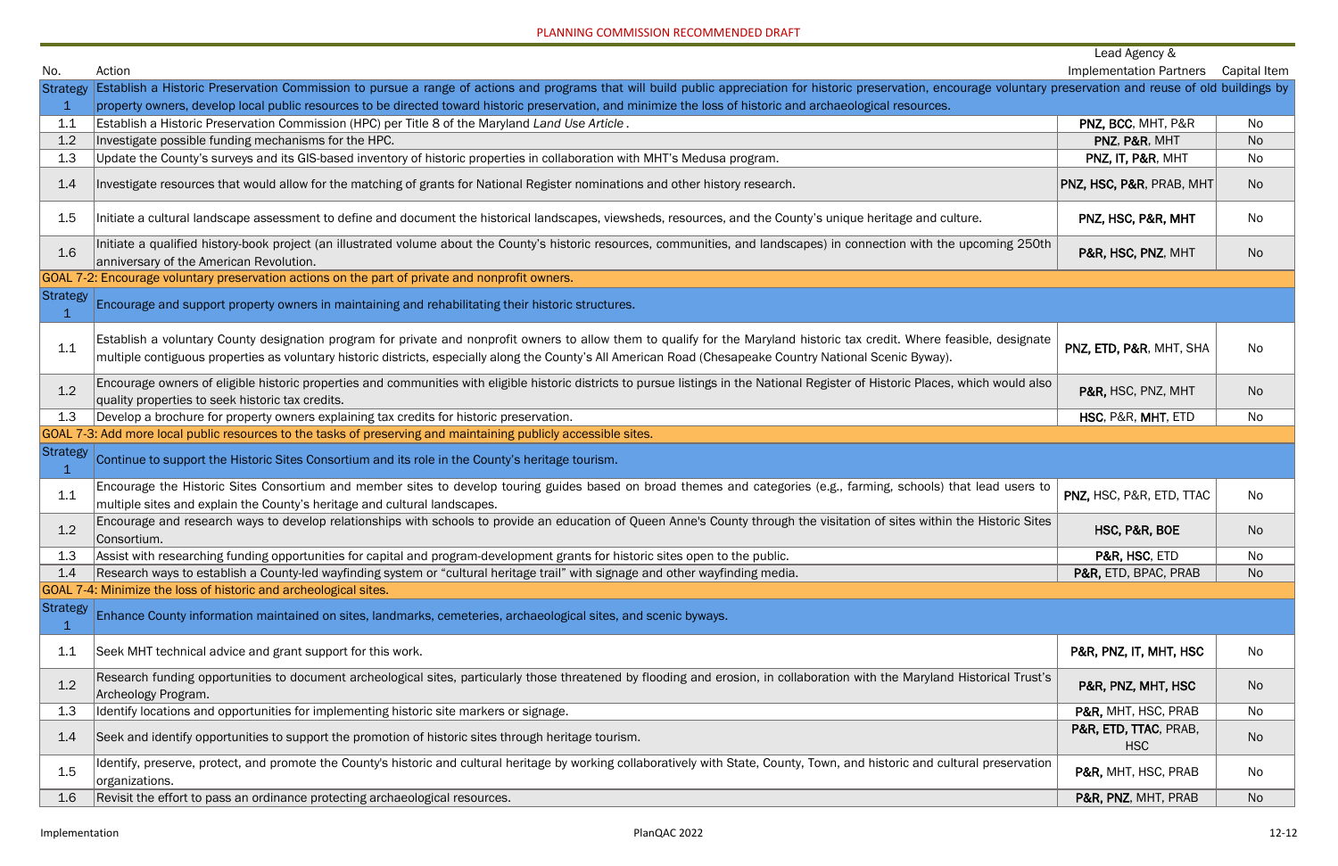PLANNING COMMISSION RECOMMENDED DRAFT

| No. | Action | Lead Agency & Implementation Partners | Capital Item |
|---|---|---|---|
| Strategy 1 | Establish a Historic Preservation Commission to pursue a range of actions and programs that will build public appreciation for historic preservation, encourage voluntary preservation and reuse of old buildings by property owners, develop local public resources to be directed toward historic preservation, and minimize the loss of historic and archaeological resources. | | |
| 1.1 | Establish a Historic Preservation Commission (HPC) per Title 8 of the Maryland *Land Use Article*. | **PNZ, BCC**, MHT, P&R | No |
| 1.2 | Investigate possible funding mechanisms for the HPC. | **PNZ**, **P&R**, MHT | No |
| 1.3 | Update the County's surveys and its GIS-based inventory of historic properties in collaboration with MHT's Medusa program. | **PNZ, IT, P&R**, MHT | No |
| 1.4 | Investigate resources that would allow for the matching of grants for National Register nominations and other history research. | **PNZ, HSC, P&R**, PRAB, MHT | No |
| 1.5 | Initiate a cultural landscape assessment to define and document the historical landscapes, viewsheds, resources, and the County's unique heritage and culture. | **PNZ, HSC, P&R, MHT** | No |
| 1.6 | Initiate a qualified history-book project (an illustrated volume about the County's historic resources, communities, and landscapes) in connection with the upcoming 250th anniversary of the American Revolution. | **P&R, HSC, PNZ**, MHT | No |
| GOAL 7-2: Encourage voluntary preservation actions on the part of private and nonprofit owners. | | | |
| Strategy 1 | Encourage and support property owners in maintaining and rehabilitating their historic structures. | | |
| 1.1 | Establish a voluntary County designation program for private and nonprofit owners to allow them to qualify for the Maryland historic tax credit. Where feasible, designate multiple contiguous properties as voluntary historic districts, especially along the County's All American Road (Chesapeake Country National Scenic Byway). | **PNZ, ETD, P&R**, MHT, SHA | No |
| 1.2 | Encourage owners of eligible historic properties and communities with eligible historic districts to pursue listings in the National Register of Historic Places, which would also quality properties to seek historic tax credits. | **P&R,** HSC, PNZ, MHT | No |
| 1.3 | Develop a brochure for property owners explaining tax credits for historic preservation. | **HSC**, P&R, **MHT**, ETD | No |
| GOAL 7-3: Add more local public resources to the tasks of preserving and maintaining publicly accessible sites. | | | |
| Strategy 1 | Continue to support the Historic Sites Consortium and its role in the County's heritage tourism. | | |
| 1.1 | Encourage the Historic Sites Consortium and member sites to develop touring guides based on broad themes and categories (e.g., farming, schools) that lead users to multiple sites and explain the County's heritage and cultural landscapes. | **PNZ,** HSC, P&R, ETD, TTAC | No |
| 1.2 | Encourage and research ways to develop relationships with schools to provide an education of Queen Anne's County through the visitation of sites within the Historic Sites Consortium. | **HSC, P&R, BOE** | No |
| 1.3 | Assist with researching funding opportunities for capital and program-development grants for historic sites open to the public. | **P&R, HSC**, ETD | No |
| 1.4 | Research ways to establish a County-led wayfinding system or "cultural heritage trail" with signage and other wayfinding media. | **P&R,** ETD, BPAC, PRAB | No |
| GOAL 7-4: Minimize the loss of historic and archeological sites. | | | |
| Strategy 1 | Enhance County information maintained on sites, landmarks, cemeteries, archaeological sites, and scenic byways. | | |
| 1.1 | Seek MHT technical advice and grant support for this work. | **P&R, PNZ, IT, MHT, HSC** | No |
| 1.2 | Research funding opportunities to document archeological sites, particularly those threatened by flooding and erosion, in collaboration with the Maryland Historical Trust's Archeology Program. | **P&R, PNZ, MHT, HSC** | No |
| 1.3 | Identify locations and opportunities for implementing historic site markers or signage. | **P&R,** MHT, HSC, PRAB | No |
| 1.4 | Seek and identify opportunities to support the promotion of historic sites through heritage tourism. | **P&R, ETD, TTAC**, PRAB, HSC | No |
| 1.5 | Identify, preserve, protect, and promote the County's historic and cultural heritage by working collaboratively with State, County, Town, and historic and cultural preservation organizations. | **P&R,** MHT, HSC, PRAB | No |
| 1.6 | Revisit the effort to pass an ordinance protecting archaeological resources. | **P&R, PNZ**, MHT, PRAB | No |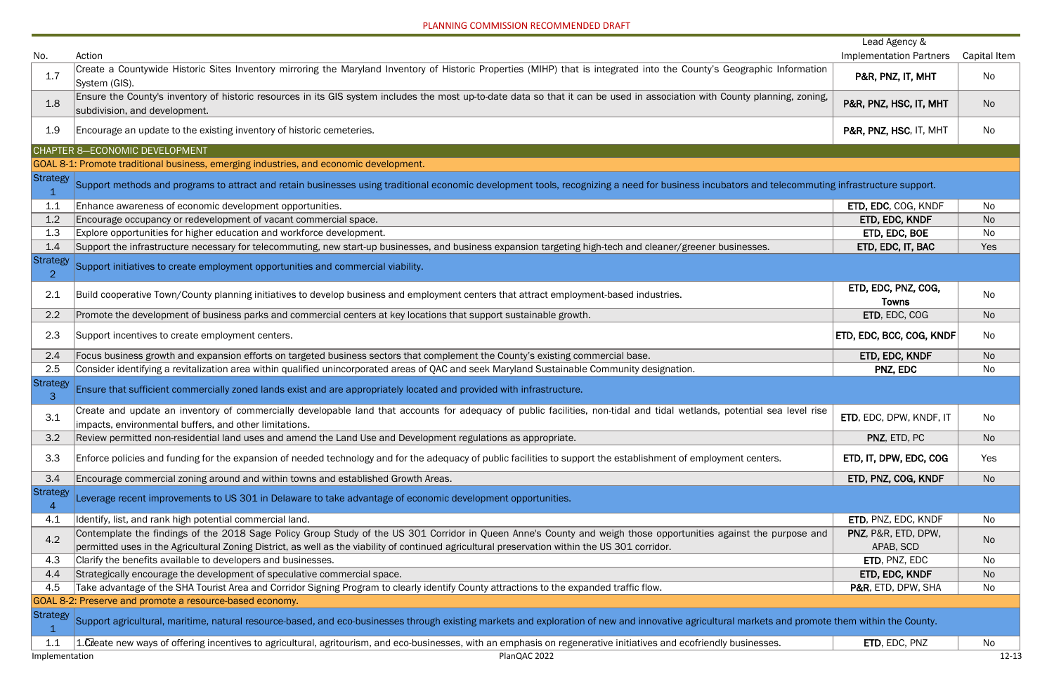PLANNING COMMISSION RECOMMENDED DRAFT

| No. | Action | Lead Agency & Implementation Partners | Capital Item |
|---|---|---|---|
| 1.7 | Create a Countywide Historic Sites Inventory mirroring the Maryland Inventory of Historic Properties (MIHP) that is integrated into the County's Geographic Information System (GIS). | **P&R, PNZ, IT, MHT** | No |
| 1.8 | Ensure the County's inventory of historic resources in its GIS system includes the most up-to-date data so that it can be used in association with County planning, zoning, subdivision, and development. | **P&R, PNZ, HSC, IT, MHT** | No |
| 1.9 | Encourage an update to the existing inventory of historic cemeteries. | **P&R, PNZ, HSC**, IT, MHT | No |
| CHAPTER 8—ECONOMIC DEVELOPMENT | | | |
| GOAL 8-1: Promote traditional business, emerging industries, and economic development. | | | |
| Strategy 1 | Support methods and programs to attract and retain businesses using traditional economic development tools, recognizing a need for business incubators and telecommuting infrastructure support. | | |
| 1.1 | Enhance awareness of economic development opportunities. | **ETD, EDC**, COG, KNDF | No |
| 1.2 | Encourage occupancy or redevelopment of vacant commercial space. | **ETD, EDC, KNDF** | No |
| 1.3 | Explore opportunities for higher education and workforce development. | **ETD, EDC, BOE** | No |
| 1.4 | Support the infrastructure necessary for telecommuting, new start-up businesses, and business expansion targeting high-tech and cleaner/greener businesses. | **ETD, EDC, IT, BAC** | Yes |
| Strategy 2 | Support initiatives to create employment opportunities and commercial viability. | | |
| 2.1 | Build cooperative Town/County planning initiatives to develop business and employment centers that attract employment-based industries. | **ETD, EDC, PNZ, COG, Towns** | No |
| 2.2 | Promote the development of business parks and commercial centers at key locations that support sustainable growth. | **ETD**, EDC, COG | No |
| 2.3 | Support incentives to create employment centers. | **ETD, EDC, BCC, COG, KNDF** | No |
| 2.4 | Focus business growth and expansion efforts on targeted business sectors that complement the County's existing commercial base. | **ETD, EDC, KNDF** | No |
| 2.5 | Consider identifying a revitalization area within qualified unincorporated areas of QAC and seek Maryland Sustainable Community designation. | **PNZ, EDC** | No |
| Strategy 3 | Ensure that sufficient commercially zoned lands exist and are appropriately located and provided with infrastructure. | | |
| 3.1 | Create and update an inventory of commercially developable land that accounts for adequacy of public facilities, non-tidal and tidal wetlands, potential sea level rise impacts, environmental buffers, and other limitations. | **ETD**, EDC, DPW, KNDF, IT | No |
| 3.2 | Review permitted non-residential land uses and amend the Land Use and Development regulations as appropriate. | **PNZ**, ETD, PC | No |
| 3.3 | Enforce policies and funding for the expansion of needed technology and for the adequacy of public facilities to support the establishment of employment centers. | **ETD, IT, DPW, EDC, COG** | Yes |
| 3.4 | Encourage commercial zoning around and within towns and established Growth Areas. | **ETD, PNZ, COG, KNDF** | No |
| Strategy 4 | Leverage recent improvements to US 301 in Delaware to take advantage of economic development opportunities. | | |
| 4.1 | Identify, list, and rank high potential commercial land. | **ETD**, PNZ, EDC, KNDF | No |
| 4.2 | Contemplate the findings of the 2018 Sage Policy Group Study of the US 301 Corridor in Queen Anne's County and weigh those opportunities against the purpose and permitted uses in the Agricultural Zoning District, as well as the viability of continued agricultural preservation within the US 301 corridor. | **PNZ**, P&R, ETD, DPW, APAB, SCD | No |
| 4.3 | Clarify the benefits available to developers and businesses. | **ETD**, PNZ, EDC | No |
| 4.4 | Strategically encourage the development of speculative commercial space. | **ETD, EDC, KNDF** | No |
| 4.5 | Take advantage of the SHA Tourist Area and Corridor Signing Program to clearly identify County attractions to the expanded traffic flow. | **P&R**, ETD, DPW, SHA | No |
| GOAL 8-2: Preserve and promote a resource-based economy. | | | |
| Strategy 1 | Support agricultural, maritime, natural resource-based, and eco-businesses through existing markets and exploration of new and innovative agricultural markets and promote them within the County. | | |
| 1.1 | 1.Create new ways of offering incentives to agricultural, agritourism, and eco-businesses, with an emphasis on regenerative initiatives and ecofriendly businesses. | **ETD**, EDC, PNZ | No |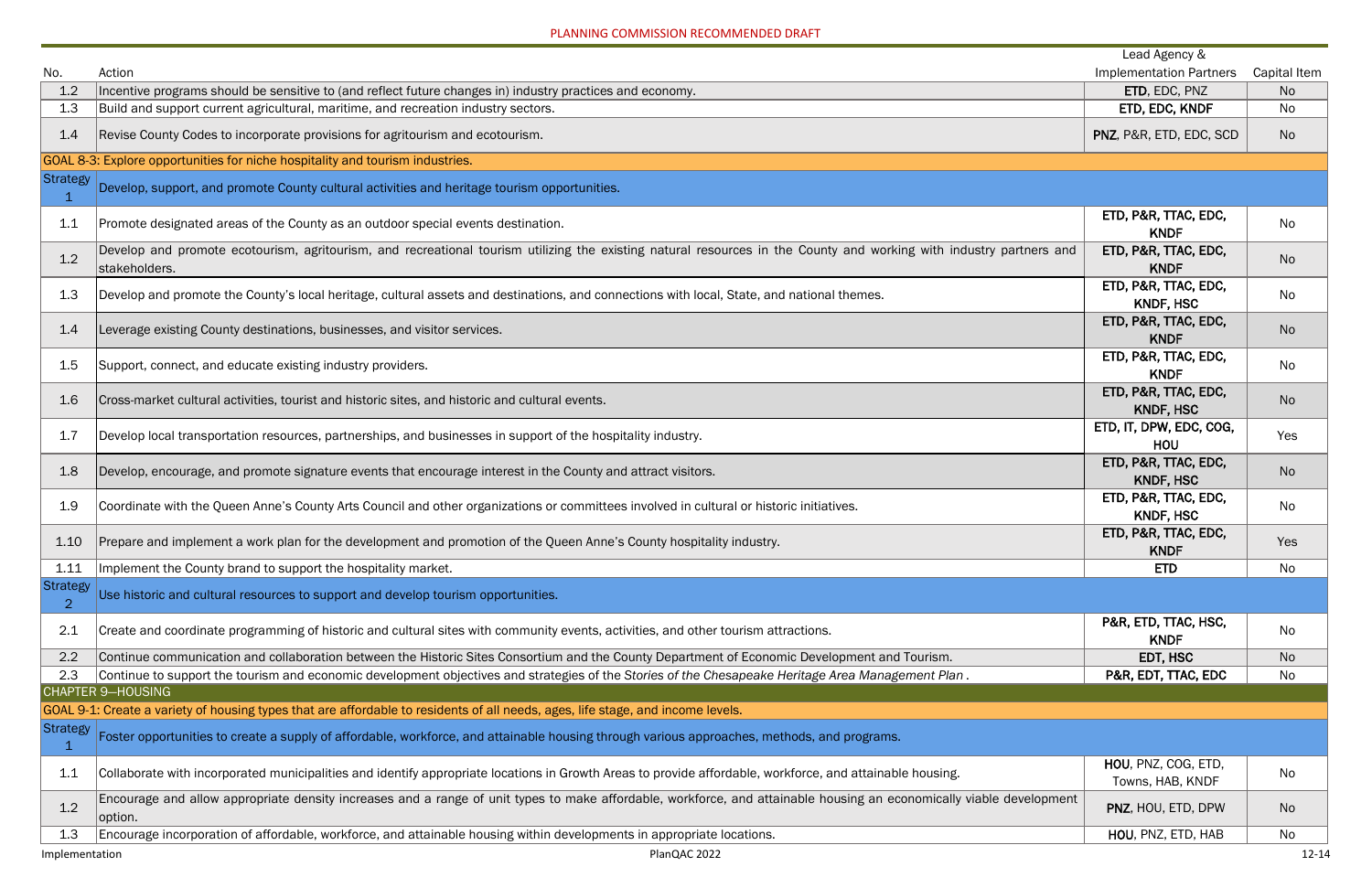PLANNING COMMISSION RECOMMENDED DRAFT

| No. | Action | Lead Agency & Implementation Partners | Capital Item |
|---|---|---|---|
| 1.2 | Incentive programs should be sensitive to (and reflect future changes in) industry practices and economy. | **ETD**, EDC, PNZ | No |
| 1.3 | Build and support current agricultural, maritime, and recreation industry sectors. | **ETD, EDC, KNDF** | No |
| 1.4 | Revise County Codes to incorporate provisions for agritourism and ecotourism. | **PNZ**, P&R, ETD, EDC, SCD | No |
| GOAL 8-3: Explore opportunities for niche hospitality and tourism industries. | | | |
| Strategy 1 | Develop, support, and promote County cultural activities and heritage tourism opportunities. | | |
| 1.1 | Promote designated areas of the County as an outdoor special events destination. | **ETD, P&R, TTAC, EDC, KNDF** | No |
| 1.2 | Develop and promote ecotourism, agritourism, and recreational tourism utilizing the existing natural resources in the County and working with industry partners and stakeholders. | **ETD, P&R, TTAC, EDC, KNDF** | No |
| 1.3 | Develop and promote the County's local heritage, cultural assets and destinations, and connections with local, State, and national themes. | **ETD, P&R, TTAC, EDC, KNDF, HSC** | No |
| 1.4 | Leverage existing County destinations, businesses, and visitor services. | **ETD, P&R, TTAC, EDC, KNDF** | No |
| 1.5 | Support, connect, and educate existing industry providers. | **ETD, P&R, TTAC, EDC, KNDF** | No |
| 1.6 | Cross-market cultural activities, tourist and historic sites, and historic and cultural events. | **ETD, P&R, TTAC, EDC, KNDF, HSC** | No |
| 1.7 | Develop local transportation resources, partnerships, and businesses in support of the hospitality industry. | **ETD, IT, DPW, EDC, COG, HOU** | Yes |
| 1.8 | Develop, encourage, and promote signature events that encourage interest in the County and attract visitors. | **ETD, P&R, TTAC, EDC, KNDF, HSC** | No |
| 1.9 | Coordinate with the Queen Anne's County Arts Council and other organizations or committees involved in cultural or historic initiatives. | **ETD, P&R, TTAC, EDC, KNDF, HSC** | No |
| 1.10 | Prepare and implement a work plan for the development and promotion of the Queen Anne's County hospitality industry. | **ETD, P&R, TTAC, EDC, KNDF** | Yes |
| 1.11 | Implement the County brand to support the hospitality market. | **ETD** | No |
| Strategy 2 | Use historic and cultural resources to support and develop tourism opportunities. | | |
| 2.1 | Create and coordinate programming of historic and cultural sites with community events, activities, and other tourism attractions. | **P&R, ETD, TTAC, HSC, KNDF** | No |
| 2.2 | Continue communication and collaboration between the Historic Sites Consortium and the County Department of Economic Development and Tourism. | **EDT, HSC** | No |
| 2.3 | Continue to support the tourism and economic development objectives and strategies of the *Stories of the Chesapeake Heritage Area Management Plan*. | **P&R, EDT, TTAC, EDC** | No |
| CHAPTER 9—HOUSING | | | |
| GOAL 9-1: Create a variety of housing types that are affordable to residents of all needs, ages, life stage, and income levels. | | | |
| Strategy 1 | Foster opportunities to create a supply of affordable, workforce, and attainable housing through various approaches, methods, and programs. | | |
| 1.1 | Collaborate with incorporated municipalities and identify appropriate locations in Growth Areas to provide affordable, workforce, and attainable housing. | **HOU**, PNZ, COG, ETD, Towns, HAB, KNDF | No |
| 1.2 | Encourage and allow appropriate density increases and a range of unit types to make affordable, workforce, and attainable housing an economically viable development option. | **PNZ**, HOU, ETD, DPW | No |
| 1.3 | Encourage incorporation of affordable, workforce, and attainable housing within developments in appropriate locations. | **HOU**, PNZ, ETD, HAB | No |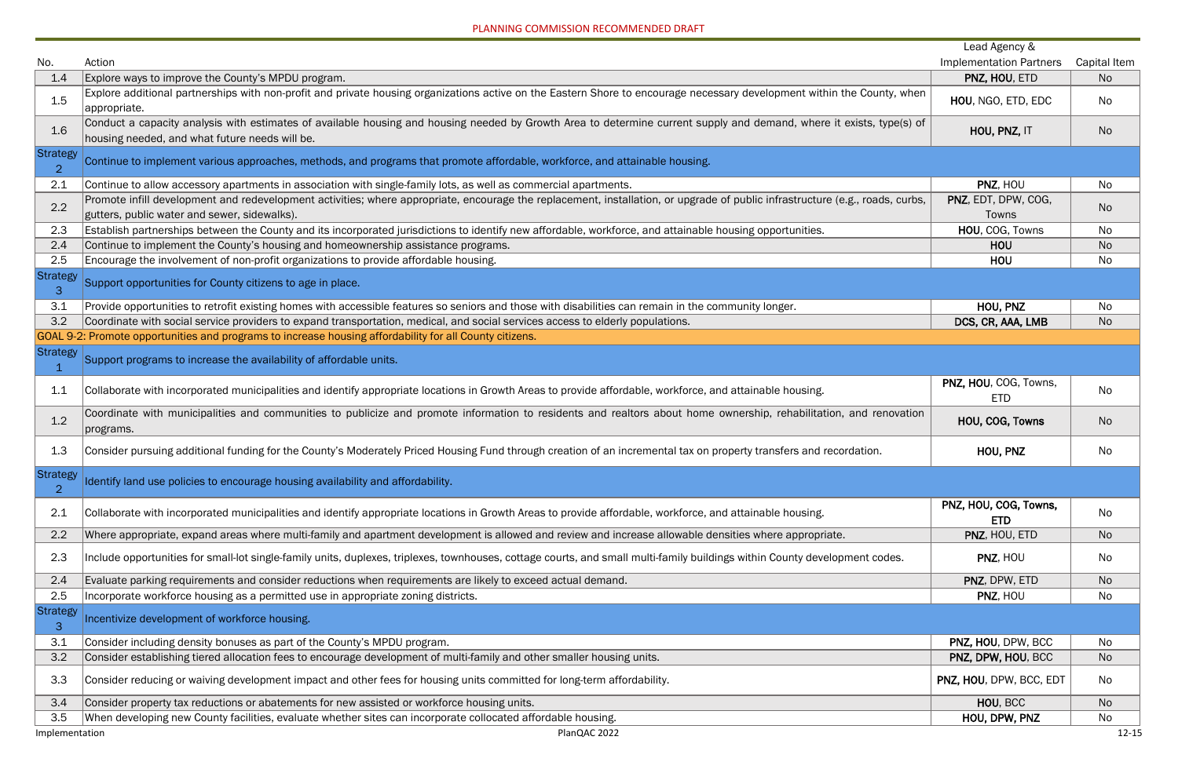PLANNING COMMISSION RECOMMENDED DRAFT

| No. | Action | Lead Agency & Implementation Partners | Capital Item |
|---|---|---|---|
| 1.4 | Explore ways to improve the County's MPDU program. | **PNZ, HOU**, ETD | No |
| 1.5 | Explore additional partnerships with non-profit and private housing organizations active on the Eastern Shore to encourage necessary development within the County, when appropriate. | **HOU**, NGO, ETD, EDC | No |
| 1.6 | Conduct a capacity analysis with estimates of available housing and housing needed by Growth Area to determine current supply and demand, where it exists, type(s) of housing needed, and what future needs will be. | **HOU, PNZ,** IT | No |
| Strategy 2 | Continue to implement various approaches, methods, and programs that promote affordable, workforce, and attainable housing. | | |
| 2.1 | Continue to allow accessory apartments in association with single-family lots, as well as commercial apartments. | **PNZ**, HOU | No |
| 2.2 | Promote infill development and redevelopment activities; where appropriate, encourage the replacement, installation, or upgrade of public infrastructure (e.g., roads, curbs, gutters, public water and sewer, sidewalks). | **PNZ**, EDT, DPW, COG, Towns | No |
| 2.3 | Establish partnerships between the County and its incorporated jurisdictions to identify new affordable, workforce, and attainable housing opportunities. | **HOU**, COG, Towns | No |
| 2.4 | Continue to implement the County's housing and homeownership assistance programs. | **HOU** | No |
| 2.5 | Encourage the involvement of non-profit organizations to provide affordable housing. | **HOU** | No |
| Strategy 3 | Support opportunities for County citizens to age in place. | | |
| 3.1 | Provide opportunities to retrofit existing homes with accessible features so seniors and those with disabilities can remain in the community longer. | **HOU, PNZ** | No |
| 3.2 | Coordinate with social service providers to expand transportation, medical, and social services access to elderly populations. | **DCS, CR, AAA, LMB** | No |
| GOAL 9-2: Promote opportunities and programs to increase housing affordability for all County citizens. | | | |
| Strategy 1 | Support programs to increase the availability of affordable units. | | |
| 1.1 | Collaborate with incorporated municipalities and identify appropriate locations in Growth Areas to provide affordable, workforce, and attainable housing. | **PNZ, HOU**, COG, Towns, ETD | No |
| 1.2 | Coordinate with municipalities and communities to publicize and promote information to residents and realtors about home ownership, rehabilitation, and renovation programs. | **HOU, COG, Towns** | No |
| 1.3 | Consider pursuing additional funding for the County's Moderately Priced Housing Fund through creation of an incremental tax on property transfers and recordation. | **HOU, PNZ** | No |
| Strategy 2 | Identify land use policies to encourage housing availability and affordability. | | |
| 2.1 | Collaborate with incorporated municipalities and identify appropriate locations in Growth Areas to provide affordable, workforce, and attainable housing. | **PNZ, HOU, COG, Towns, ETD** | No |
| 2.2 | Where appropriate, expand areas where multi-family and apartment development is allowed and review and increase allowable densities where appropriate. | **PNZ**, HOU, ETD | No |
| 2.3 | Include opportunities for small-lot single-family units, duplexes, triplexes, townhouses, cottage courts, and small multi-family buildings within County development codes. | **PNZ**, HOU | No |
| 2.4 | Evaluate parking requirements and consider reductions when requirements are likely to exceed actual demand. | **PNZ**, DPW, ETD | No |
| 2.5 | Incorporate workforce housing as a permitted use in appropriate zoning districts. | **PNZ**, HOU | No |
| Strategy 3 | Incentivize development of workforce housing. | | |
| 3.1 | Consider including density bonuses as part of the County's MPDU program. | **PNZ, HOU**, DPW, BCC | No |
| 3.2 | Consider establishing tiered allocation fees to encourage development of multi-family and other smaller housing units. | **PNZ, DPW, HOU**, BCC | No |
| 3.3 | Consider reducing or waiving development impact and other fees for housing units committed for long-term affordability. | **PNZ, HOU**, DPW, BCC, EDT | No |
| 3.4 | Consider property tax reductions or abatements for new assisted or workforce housing units. | **HOU**, BCC | No |
| 3.5 | When developing new County facilities, evaluate whether sites can incorporate collocated affordable housing. | **HOU, DPW, PNZ** | No |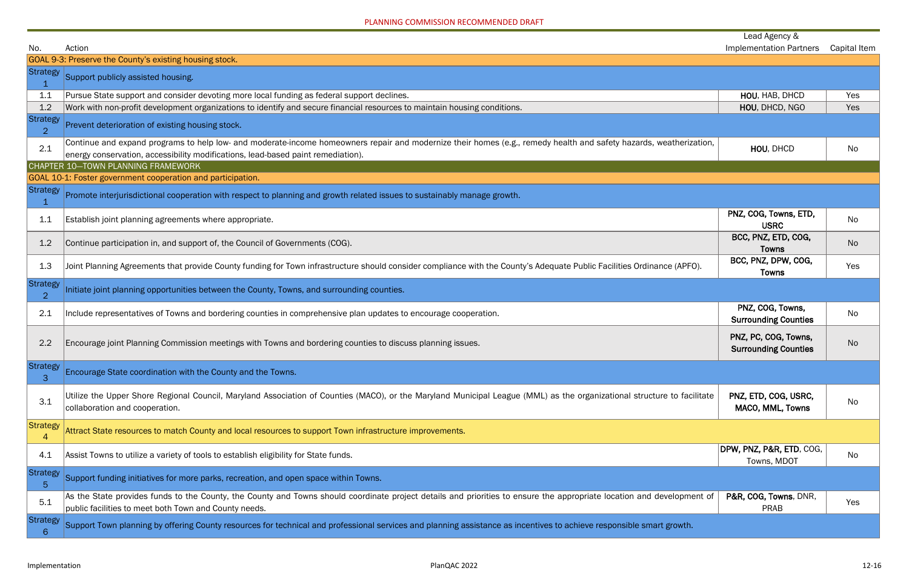PLANNING COMMISSION RECOMMENDED DRAFT

| No. | Action | Lead Agency & Implementation Partners | Capital Item |
|---|---|---|---|
| GOAL 9-3: Preserve the County's existing housing stock. | | | |
| Strategy 1 | Support publicly assisted housing. | | |
| 1.1 | Pursue State support and consider devoting more local funding as federal support declines. | **HOU**, HAB, DHCD | Yes |
| 1.2 | Work with non-profit development organizations to identify and secure financial resources to maintain housing conditions. | **HOU**, DHCD, NGO | Yes |
| Strategy 2 | Prevent deterioration of existing housing stock. | | |
| 2.1 | Continue and expand programs to help low- and moderate-income homeowners repair and modernize their homes (e.g., remedy health and safety hazards, weatherization, energy conservation, accessibility modifications, lead-based paint remediation). | **HOU**, DHCD | No |
| CHAPTER 10—TOWN PLANNING FRAMEWORK | | | |
| GOAL 10-1: Foster government cooperation and participation. | | | |
| Strategy 1 | Promote interjurisdictional cooperation with respect to planning and growth related issues to sustainably manage growth. | | |
| 1.1 | Establish joint planning agreements where appropriate. | **PNZ, COG, Towns, ETD, USRC** | No |
| 1.2 | Continue participation in, and support of, the Council of Governments (COG). | **BCC, PNZ, ETD, COG, Towns** | No |
| 1.3 | Joint Planning Agreements that provide County funding for Town infrastructure should consider compliance with the County's Adequate Public Facilities Ordinance (APFO). | **BCC, PNZ, DPW, COG, Towns** | Yes |
| Strategy 2 | Initiate joint planning opportunities between the County, Towns, and surrounding counties. | | |
| 2.1 | Include representatives of Towns and bordering counties in comprehensive plan updates to encourage cooperation. | **PNZ, COG, Towns, Surrounding Counties** | No |
| 2.2 | Encourage joint Planning Commission meetings with Towns and bordering counties to discuss planning issues. | **PNZ, PC, COG, Towns, Surrounding Counties** | No |
| Strategy 3 | Encourage State coordination with the County and the Towns. | | |
| 3.1 | Utilize the Upper Shore Regional Council, Maryland Association of Counties (MACO), or the Maryland Municipal League (MML) as the organizational structure to facilitate collaboration and cooperation. | **PNZ, ETD, COG, USRC, MACO, MML, Towns** | No |
| Strategy 4 | Attract State resources to match County and local resources to support Town infrastructure improvements. | | |
| 4.1 | Assist Towns to utilize a variety of tools to establish eligibility for State funds. | **DPW, PNZ, P&R, ETD**, COG, Towns, MDOT | No |
| Strategy 5 | Support funding initiatives for more parks, recreation, and open space within Towns. | | |
| 5.1 | As the State provides funds to the County, the County and Towns should coordinate project details and priorities to ensure the appropriate location and development of public facilities to meet both Town and County needs. | **P&R, COG, Towns**, DNR, PRAB | Yes |
| Strategy 6 | Support Town planning by offering County resources for technical and professional services and planning assistance as incentives to achieve responsible smart growth. | | |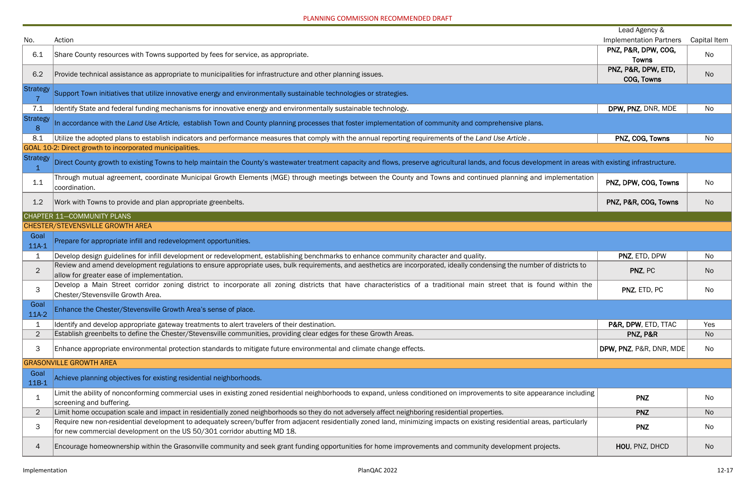PLANNING COMMISSION RECOMMENDED DRAFT

| No. | Action | Lead Agency & Implementation Partners | Capital Item |
|---|---|---|---|
| 6.1 | Share County resources with Towns supported by fees for service, as appropriate. | **PNZ, P&R, DPW, COG, Towns** | No |
| 6.2 | Provide technical assistance as appropriate to municipalities for infrastructure and other planning issues. | **PNZ, P&R, DPW, ETD, COG, Towns** | No |
| Strategy 7 | Support Town initiatives that utilize innovative energy and environmentally sustainable technologies or strategies. | | |
| 7.1 | Identify State and federal funding mechanisms for innovative energy and environmentally sustainable technology. | **DPW, PNZ**, DNR, MDE | No |
| Strategy 8 | In accordance with the *Land Use Article,* establish Town and County planning processes that foster implementation of community and comprehensive plans. | | |
| 8.1 | Utilize the adopted plans to establish indicators and performance measures that comply with the annual reporting requirements of the *Land Use Article*. | **PNZ, COG, Towns** | No |
| GOAL 10-2: Direct growth to incorporated municipalities. | | | |
| Strategy 1 | Direct County growth to existing Towns to help maintain the County's wastewater treatment capacity and flows, preserve agricultural lands, and focus development in areas with existing infrastructure. | | |
| 1.1 | Through mutual agreement, coordinate Municipal Growth Elements (MGE) through meetings between the County and Towns and continued planning and implementation coordination. | **PNZ, DPW, COG, Towns** | No |
| 1.2 | Work with Towns to provide and plan appropriate greenbelts. | **PNZ, P&R, COG, Towns** | No |
| CHAPTER 11—COMMUNITY PLANS | | | |
| CHESTER/STEVENSVILLE GROWTH AREA | | | |
| Goal 11A-1 | Prepare for appropriate infill and redevelopment opportunities. | | |
| 1 | Develop design guidelines for infill development or redevelopment, establishing benchmarks to enhance community character and quality. | **PNZ**, ETD, DPW | No |
| 2 | Review and amend development regulations to ensure appropriate uses, bulk requirements, and aesthetics are incorporated, ideally condensing the number of districts to allow for greater ease of implementation. | **PNZ**, PC | No |
| 3 | Develop a Main Street corridor zoning district to incorporate all zoning districts that have characteristics of a traditional main street that is found within the Chester/Stevensville Growth Area. | **PNZ**, ETD, PC | No |
| Goal 11A-2 | Enhance the Chester/Stevensville Growth Area's sense of place. | | |
| 1 | Identify and develop appropriate gateway treatments to alert travelers of their destination. | **P&R, DPW**, ETD, TTAC | Yes |
| 2 | Establish greenbelts to define the Chester/Stevensville communities, providing clear edges for these Growth Areas. | **PNZ, P&R** | No |
| 3 | Enhance appropriate environmental protection standards to mitigate future environmental and climate change effects. | **DPW, PNZ**, P&R, DNR, MDE | No |
| GRASONVILLE GROWTH AREA | | | |
| Goal 11B-1 | Achieve planning objectives for existing residential neighborhoods. | | |
| 1 | Limit the ability of nonconforming commercial uses in existing zoned residential neighborhoods to expand, unless conditioned on improvements to site appearance including screening and buffering. | **PNZ** | No |
| 2 | Limit home occupation scale and impact in residentially zoned neighborhoods so they do not adversely affect neighboring residential properties. | **PNZ** | No |
| 3 | Require new non-residential development to adequately screen/buffer from adjacent residentially zoned land, minimizing impacts on existing residential areas, particularly for new commercial development on the US 50/301 corridor abutting MD 18. | **PNZ** | No |
| 4 | Encourage homeownership within the Grasonville community and seek grant funding opportunities for home improvements and community development projects. | **HOU**, PNZ, DHCD | No |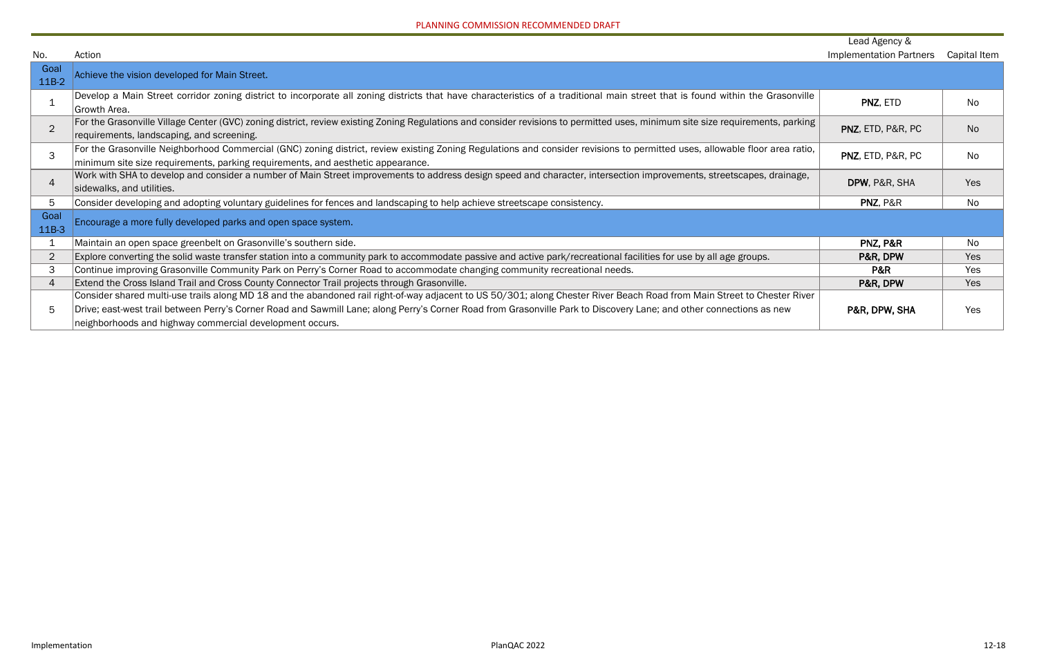PLANNING COMMISSION RECOMMENDED DRAFT

| No. | Action | Lead Agency & Implementation Partners | Capital Item |
|---|---|---|---|
| Goal 11B-2 | Achieve the vision developed for Main Street. | | |
| 1 | Develop a Main Street corridor zoning district to incorporate all zoning districts that have characteristics of a traditional main street that is found within the Grasonville Growth Area. | **PNZ**, ETD | No |
| 2 | For the Grasonville Village Center (GVC) zoning district, review existing Zoning Regulations and consider revisions to permitted uses, minimum site size requirements, parking requirements, landscaping, and screening. | **PNZ**, ETD, P&R, PC | No |
| 3 | For the Grasonville Neighborhood Commercial (GNC) zoning district, review existing Zoning Regulations and consider revisions to permitted uses, allowable floor area ratio, minimum site size requirements, parking requirements, and aesthetic appearance. | **PNZ**, ETD, P&R, PC | No |
| 4 | Work with SHA to develop and consider a number of Main Street improvements to address design speed and character, intersection improvements, streetscapes, drainage, sidewalks, and utilities. | **DPW**, P&R, SHA | Yes |
| 5 | Consider developing and adopting voluntary guidelines for fences and landscaping to help achieve streetscape consistency. | **PNZ**, P&R | No |
| Goal 11B-3 | Encourage a more fully developed parks and open space system. | | |
| 1 | Maintain an open space greenbelt on Grasonville's southern side. | **PNZ, P&R** | No |
| 2 | Explore converting the solid waste transfer station into a community park to accommodate passive and active park/recreational facilities for use by all age groups. | **P&R, DPW** | Yes |
| 3 | Continue improving Grasonville Community Park on Perry's Corner Road to accommodate changing community recreational needs. | **P&R** | Yes |
| 4 | Extend the Cross Island Trail and Cross County Connector Trail projects through Grasonville. | **P&R, DPW** | Yes |
| 5 | Consider shared multi-use trails along MD 18 and the abandoned rail right-of-way adjacent to US 50/301; along Chester River Beach Road from Main Street to Chester River Drive; east-west trail between Perry's Corner Road and Sawmill Lane; along Perry's Corner Road from Grasonville Park to Discovery Lane; and other connections as new neighborhoods and highway commercial development occurs. | **P&R, DPW, SHA** | Yes |